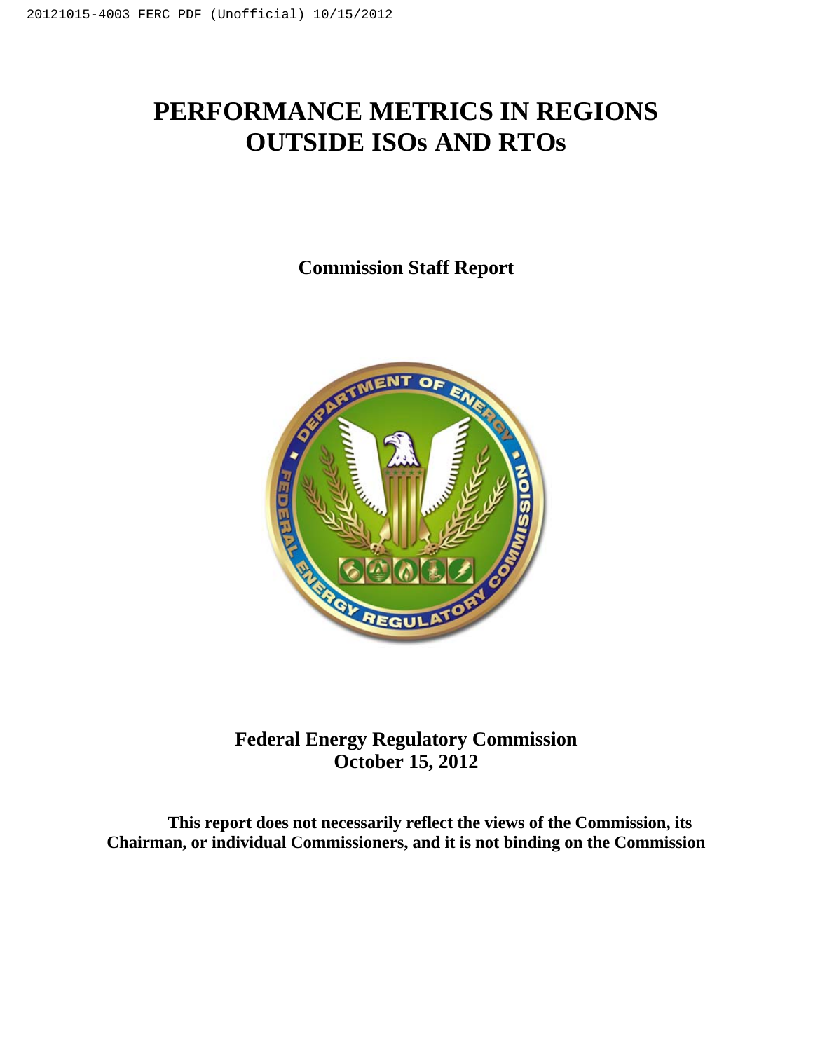# PERFORMANCE METRICS IN REGIONS OUTSIDE ISOs AND RTOs

**Commission Staff Report**

**Federal Energy Regulatory Commission**
**October 15, 2012**

**This report does not necessarily reflect the views of the Commission, its Chairman, or individual Commissioners, and it is not binding on the Commission**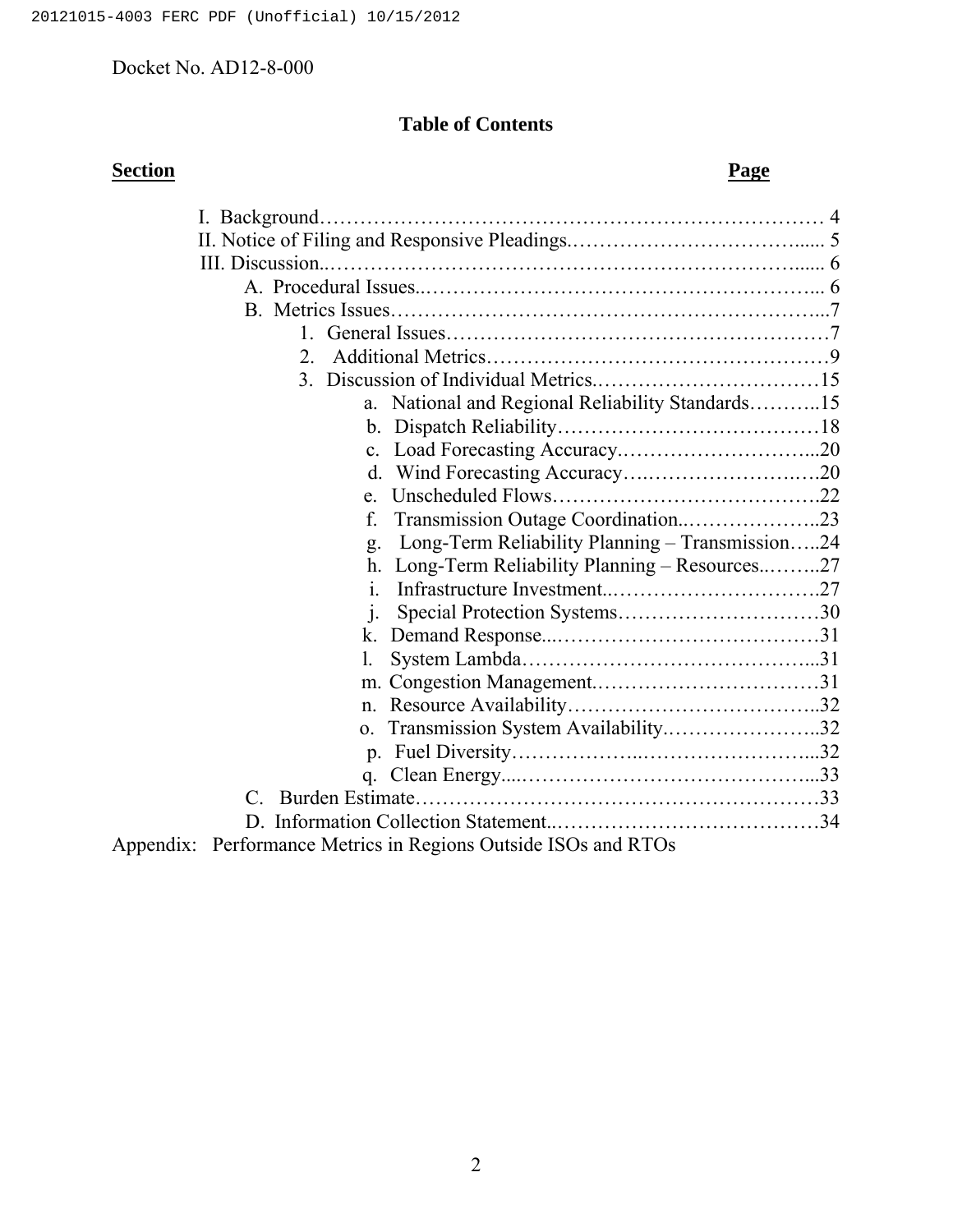Docket No. AD12-8-000

## Table of Contents

| **Section** | **Page** |
|---|---|
| I. Background | 4 |
| II. Notice of Filing and Responsive Pleadings | 5 |
| III. Discussion | 6 |
| A. Procedural Issues | 6 |
| B. Metrics Issues | 7 |
| 1. General Issues | 7 |
| 2. Additional Metrics | 9 |
| 3. Discussion of Individual Metrics | 15 |
| a. National and Regional Reliability Standards | 15 |
| b. Dispatch Reliability | 18 |
| c. Load Forecasting Accuracy | 20 |
| d. Wind Forecasting Accuracy | 20 |
| e. Unscheduled Flows | 22 |
| f. Transmission Outage Coordination | 23 |
| g. Long-Term Reliability Planning – Transmission | 24 |
| h. Long-Term Reliability Planning – Resources | 27 |
| i. Infrastructure Investment | 27 |
| j. Special Protection Systems | 30 |
| k. Demand Response | 31 |
| l. System Lambda | 31 |
| m. Congestion Management | 31 |
| n. Resource Availability | 32 |
| o. Transmission System Availability | 32 |
| p. Fuel Diversity | 32 |
| q. Clean Energy | 33 |
| C. Burden Estimate | 33 |
| D. Information Collection Statement | 34 |

Appendix: Performance Metrics in Regions Outside ISOs and RTOs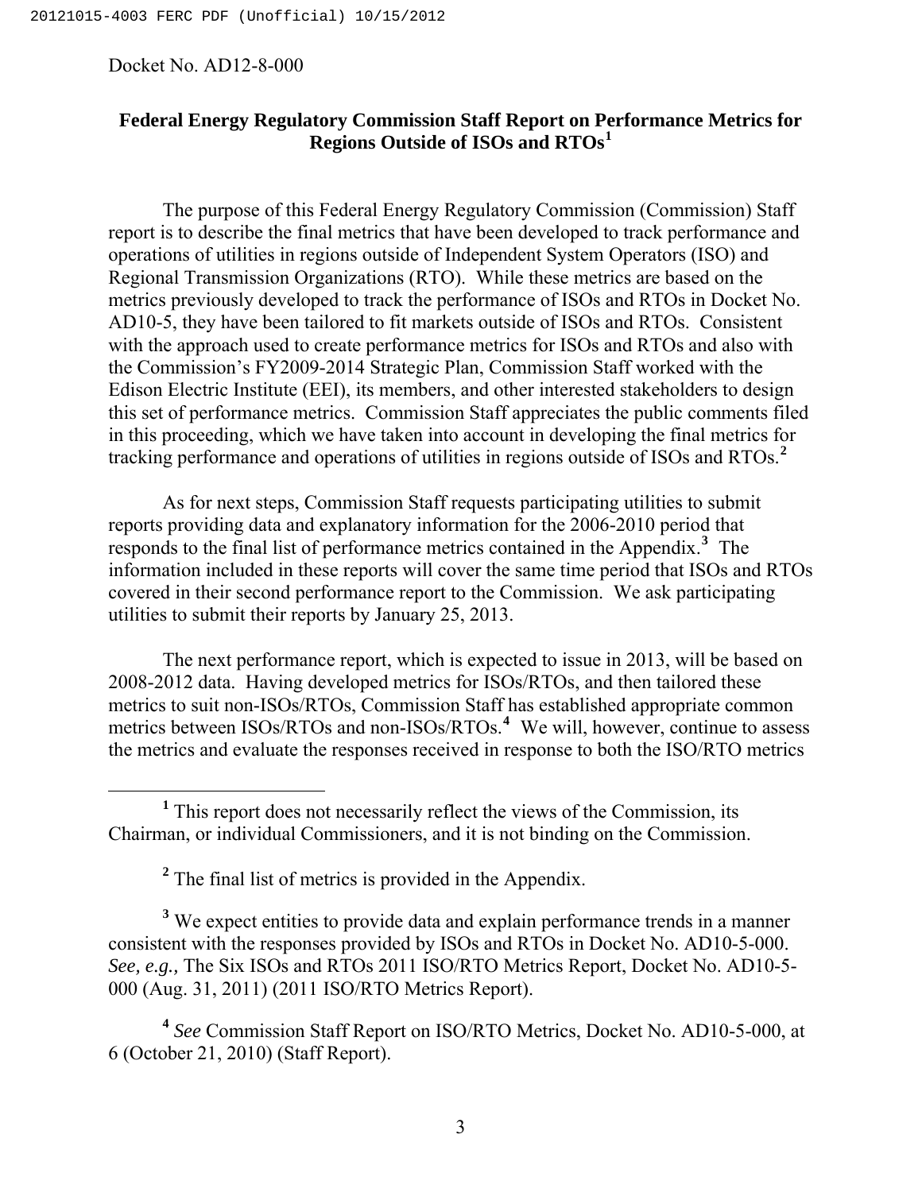Docket No. AD12-8-000

## Federal Energy Regulatory Commission Staff Report on Performance Metrics for Regions Outside of ISOs and RTOs[1]

The purpose of this Federal Energy Regulatory Commission (Commission) Staff report is to describe the final metrics that have been developed to track performance and operations of utilities in regions outside of Independent System Operators (ISO) and Regional Transmission Organizations (RTO). While these metrics are based on the metrics previously developed to track the performance of ISOs and RTOs in Docket No. AD10-5, they have been tailored to fit markets outside of ISOs and RTOs. Consistent with the approach used to create performance metrics for ISOs and RTOs and also with the Commission's FY2009-2014 Strategic Plan, Commission Staff worked with the Edison Electric Institute (EEI), its members, and other interested stakeholders to design this set of performance metrics. Commission Staff appreciates the public comments filed in this proceeding, which we have taken into account in developing the final metrics for tracking performance and operations of utilities in regions outside of ISOs and RTOs.[2]

As for next steps, Commission Staff requests participating utilities to submit reports providing data and explanatory information for the 2006-2010 period that responds to the final list of performance metrics contained in the Appendix.[3] The information included in these reports will cover the same time period that ISOs and RTOs covered in their second performance report to the Commission. We ask participating utilities to submit their reports by January 25, 2013.

The next performance report, which is expected to issue in 2013, will be based on 2008-2012 data. Having developed metrics for ISOs/RTOs, and then tailored these metrics to suit non-ISOs/RTOs, Commission Staff has established appropriate common metrics between ISOs/RTOs and non-ISOs/RTOs.[4] We will, however, continue to assess the metrics and evaluate the responses received in response to both the ISO/RTO metrics

---

[1] This report does not necessarily reflect the views of the Commission, its Chairman, or individual Commissioners, and it is not binding on the Commission.

[2] The final list of metrics is provided in the Appendix.

[3] We expect entities to provide data and explain performance trends in a manner consistent with the responses provided by ISOs and RTOs in Docket No. AD10-5-000. *See, e.g.,* The Six ISOs and RTOs 2011 ISO/RTO Metrics Report, Docket No. AD10-5-000 (Aug. 31, 2011) (2011 ISO/RTO Metrics Report).

[4] *See* Commission Staff Report on ISO/RTO Metrics, Docket No. AD10-5-000, at 6 (October 21, 2010) (Staff Report).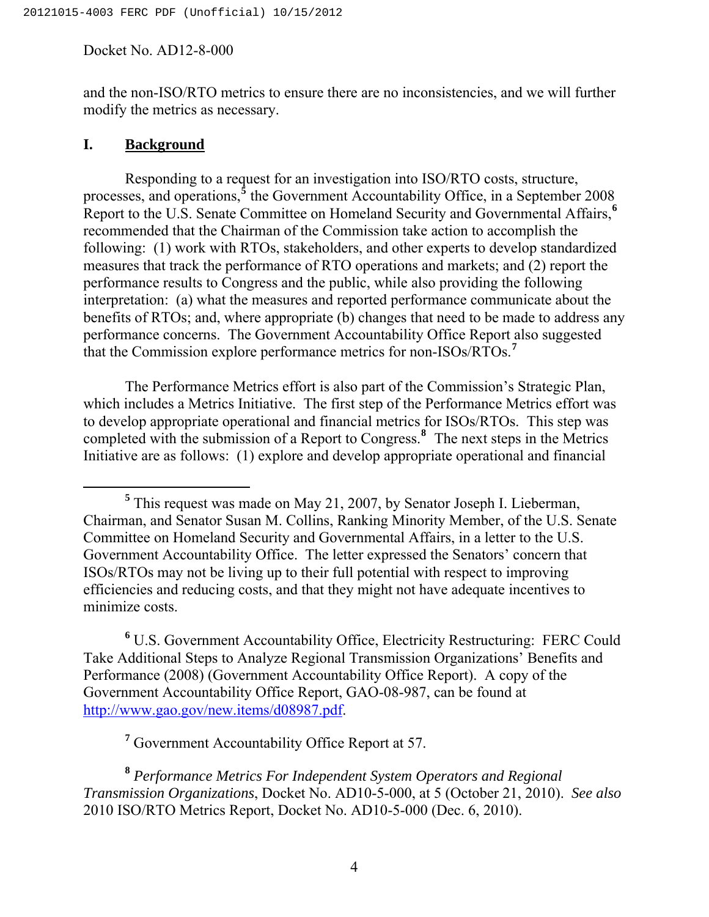and the non-ISO/RTO metrics to ensure there are no inconsistencies, and we will further modify the metrics as necessary.

## I. Background

Responding to a request for an investigation into ISO/RTO costs, structure, processes, and operations,[5] the Government Accountability Office, in a September 2008 Report to the U.S. Senate Committee on Homeland Security and Governmental Affairs,[6] recommended that the Chairman of the Commission take action to accomplish the following: (1) work with RTOs, stakeholders, and other experts to develop standardized measures that track the performance of RTO operations and markets; and (2) report the performance results to Congress and the public, while also providing the following interpretation: (a) what the measures and reported performance communicate about the benefits of RTOs; and, where appropriate (b) changes that need to be made to address any performance concerns. The Government Accountability Office Report also suggested that the Commission explore performance metrics for non-ISOs/RTOs.[7]

The Performance Metrics effort is also part of the Commission's Strategic Plan, which includes a Metrics Initiative. The first step of the Performance Metrics effort was to develop appropriate operational and financial metrics for ISOs/RTOs. This step was completed with the submission of a Report to Congress.[8] The next steps in the Metrics Initiative are as follows: (1) explore and develop appropriate operational and financial

---

[5] This request was made on May 21, 2007, by Senator Joseph I. Lieberman, Chairman, and Senator Susan M. Collins, Ranking Minority Member, of the U.S. Senate Committee on Homeland Security and Governmental Affairs, in a letter to the U.S. Government Accountability Office. The letter expressed the Senators' concern that ISOs/RTOs may not be living up to their full potential with respect to improving efficiencies and reducing costs, and that they might not have adequate incentives to minimize costs.

[6] U.S. Government Accountability Office, Electricity Restructuring: FERC Could Take Additional Steps to Analyze Regional Transmission Organizations' Benefits and Performance (2008) (Government Accountability Office Report). A copy of the Government Accountability Office Report, GAO-08-987, can be found at http://www.gao.gov/new.items/d08987.pdf.

[7] Government Accountability Office Report at 57.

[8] *Performance Metrics For Independent System Operators and Regional Transmission Organizations*, Docket No. AD10-5-000, at 5 (October 21, 2010). *See also* 2010 ISO/RTO Metrics Report, Docket No. AD10-5-000 (Dec. 6, 2010).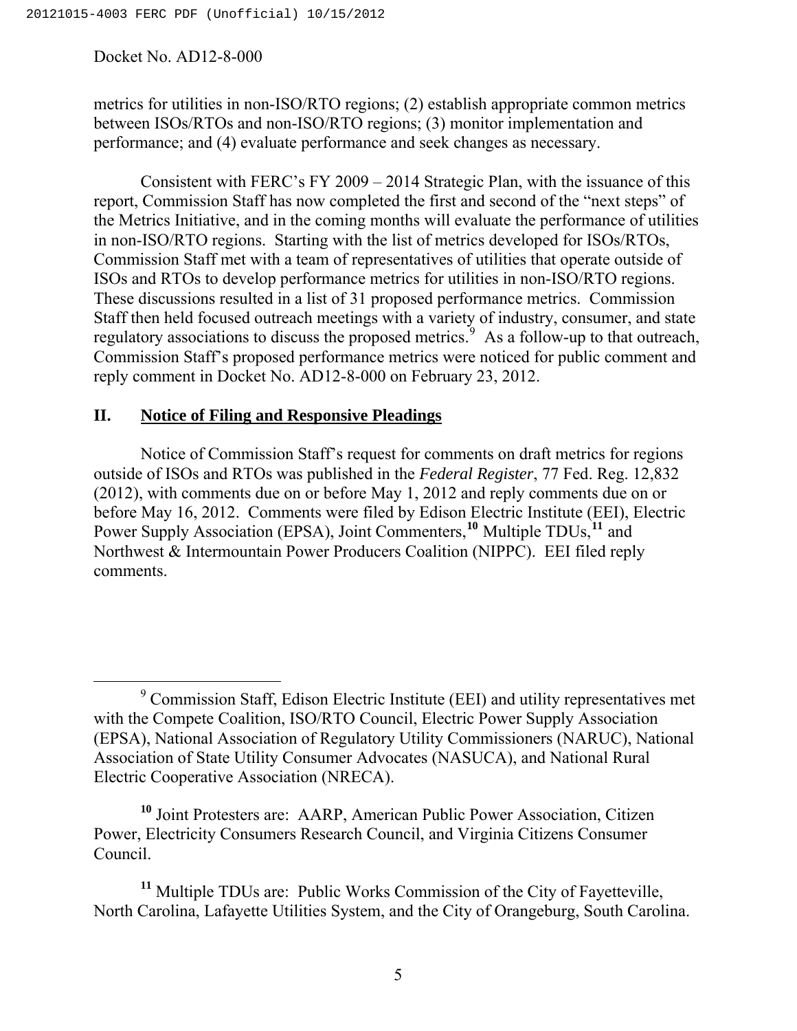metrics for utilities in non-ISO/RTO regions; (2) establish appropriate common metrics between ISOs/RTOs and non-ISO/RTO regions; (3) monitor implementation and performance; and (4) evaluate performance and seek changes as necessary.

Consistent with FERC's FY 2009 – 2014 Strategic Plan, with the issuance of this report, Commission Staff has now completed the first and second of the "next steps" of the Metrics Initiative, and in the coming months will evaluate the performance of utilities in non-ISO/RTO regions. Starting with the list of metrics developed for ISOs/RTOs, Commission Staff met with a team of representatives of utilities that operate outside of ISOs and RTOs to develop performance metrics for utilities in non-ISO/RTO regions. These discussions resulted in a list of 31 proposed performance metrics. Commission Staff then held focused outreach meetings with a variety of industry, consumer, and state regulatory associations to discuss the proposed metrics.[9] As a follow-up to that outreach, Commission Staff's proposed performance metrics were noticed for public comment and reply comment in Docket No. AD12-8-000 on February 23, 2012.

## II. Notice of Filing and Responsive Pleadings

Notice of Commission Staff's request for comments on draft metrics for regions outside of ISOs and RTOs was published in the *Federal Register*, 77 Fed. Reg. 12,832 (2012), with comments due on or before May 1, 2012 and reply comments due on or before May 16, 2012. Comments were filed by Edison Electric Institute (EEI), Electric Power Supply Association (EPSA), Joint Commenters,[10] Multiple TDUs,[11] and Northwest & Intermountain Power Producers Coalition (NIPPC). EEI filed reply comments.

---

[9] Commission Staff, Edison Electric Institute (EEI) and utility representatives met with the Compete Coalition, ISO/RTO Council, Electric Power Supply Association (EPSA), National Association of Regulatory Utility Commissioners (NARUC), National Association of State Utility Consumer Advocates (NASUCA), and National Rural Electric Cooperative Association (NRECA).

[10] Joint Protesters are: AARP, American Public Power Association, Citizen Power, Electricity Consumers Research Council, and Virginia Citizens Consumer Council.

[11] Multiple TDUs are: Public Works Commission of the City of Fayetteville, North Carolina, Lafayette Utilities System, and the City of Orangeburg, South Carolina.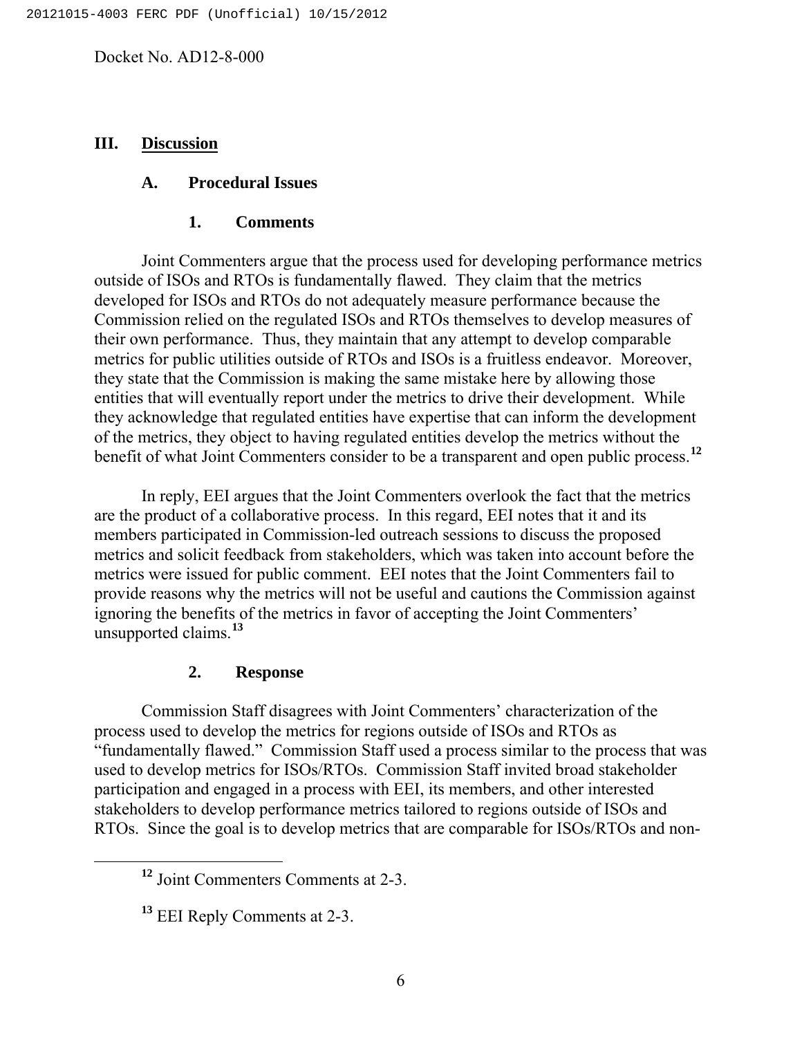Docket No. AD12-8-000

## III. Discussion

### A. Procedural Issues

#### 1. Comments

Joint Commenters argue that the process used for developing performance metrics outside of ISOs and RTOs is fundamentally flawed. They claim that the metrics developed for ISOs and RTOs do not adequately measure performance because the Commission relied on the regulated ISOs and RTOs themselves to develop measures of their own performance. Thus, they maintain that any attempt to develop comparable metrics for public utilities outside of RTOs and ISOs is a fruitless endeavor. Moreover, they state that the Commission is making the same mistake here by allowing those entities that will eventually report under the metrics to drive their development. While they acknowledge that regulated entities have expertise that can inform the development of the metrics, they object to having regulated entities develop the metrics without the benefit of what Joint Commenters consider to be a transparent and open public process.[12]

In reply, EEI argues that the Joint Commenters overlook the fact that the metrics are the product of a collaborative process. In this regard, EEI notes that it and its members participated in Commission-led outreach sessions to discuss the proposed metrics and solicit feedback from stakeholders, which was taken into account before the metrics were issued for public comment. EEI notes that the Joint Commenters fail to provide reasons why the metrics will not be useful and cautions the Commission against ignoring the benefits of the metrics in favor of accepting the Joint Commenters' unsupported claims.[13]

#### 2. Response

Commission Staff disagrees with Joint Commenters' characterization of the process used to develop the metrics for regions outside of ISOs and RTOs as "fundamentally flawed." Commission Staff used a process similar to the process that was used to develop metrics for ISOs/RTOs. Commission Staff invited broad stakeholder participation and engaged in a process with EEI, its members, and other interested stakeholders to develop performance metrics tailored to regions outside of ISOs and RTOs. Since the goal is to develop metrics that are comparable for ISOs/RTOs and non-

---

[12] Joint Commenters Comments at 2-3.

[13] EEI Reply Comments at 2-3.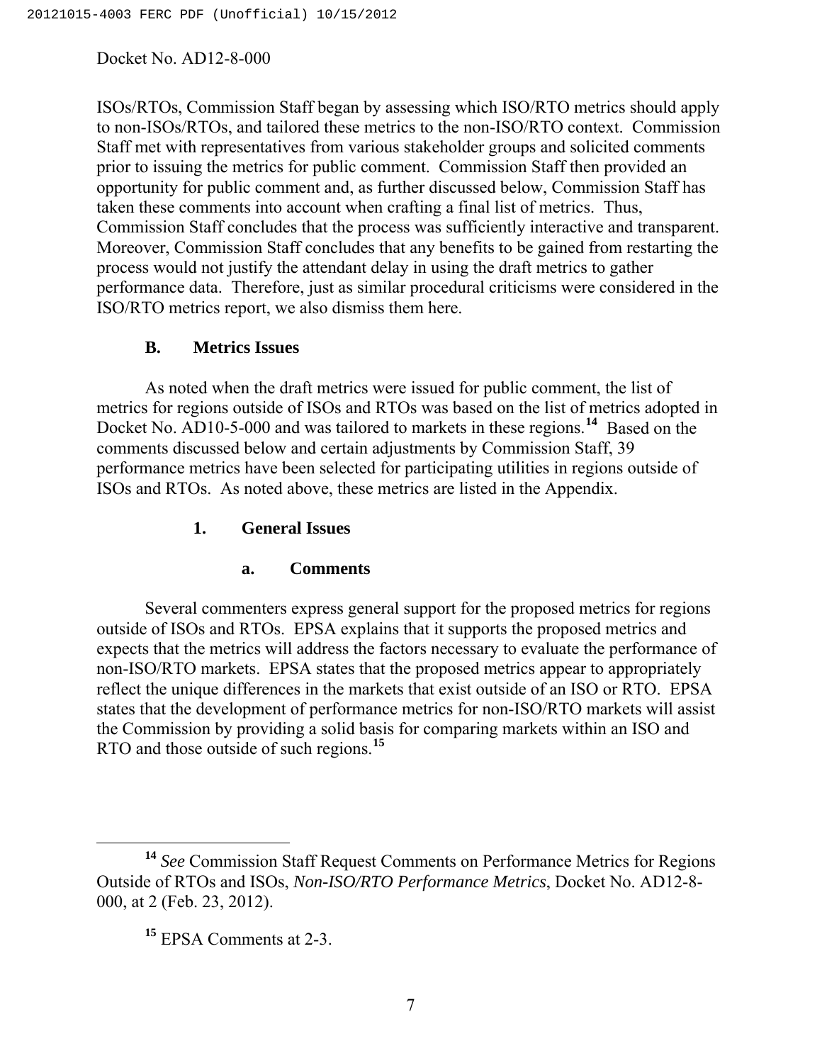ISOs/RTOs, Commission Staff began by assessing which ISO/RTO metrics should apply to non-ISOs/RTOs, and tailored these metrics to the non-ISO/RTO context. Commission Staff met with representatives from various stakeholder groups and solicited comments prior to issuing the metrics for public comment. Commission Staff then provided an opportunity for public comment and, as further discussed below, Commission Staff has taken these comments into account when crafting a final list of metrics. Thus, Commission Staff concludes that the process was sufficiently interactive and transparent. Moreover, Commission Staff concludes that any benefits to be gained from restarting the process would not justify the attendant delay in using the draft metrics to gather performance data. Therefore, just as similar procedural criticisms were considered in the ISO/RTO metrics report, we also dismiss them here.

### B. Metrics Issues

As noted when the draft metrics were issued for public comment, the list of metrics for regions outside of ISOs and RTOs was based on the list of metrics adopted in Docket No. AD10-5-000 and was tailored to markets in these regions.[14] Based on the comments discussed below and certain adjustments by Commission Staff, 39 performance metrics have been selected for participating utilities in regions outside of ISOs and RTOs. As noted above, these metrics are listed in the Appendix.

#### 1. General Issues

##### a. Comments

Several commenters express general support for the proposed metrics for regions outside of ISOs and RTOs. EPSA explains that it supports the proposed metrics and expects that the metrics will address the factors necessary to evaluate the performance of non-ISO/RTO markets. EPSA states that the proposed metrics appear to appropriately reflect the unique differences in the markets that exist outside of an ISO or RTO. EPSA states that the development of performance metrics for non-ISO/RTO markets will assist the Commission by providing a solid basis for comparing markets within an ISO and RTO and those outside of such regions.[15]

---

[14] *See* Commission Staff Request Comments on Performance Metrics for Regions Outside of RTOs and ISOs, *Non-ISO/RTO Performance Metrics*, Docket No. AD12-8-000, at 2 (Feb. 23, 2012).

[15] EPSA Comments at 2-3.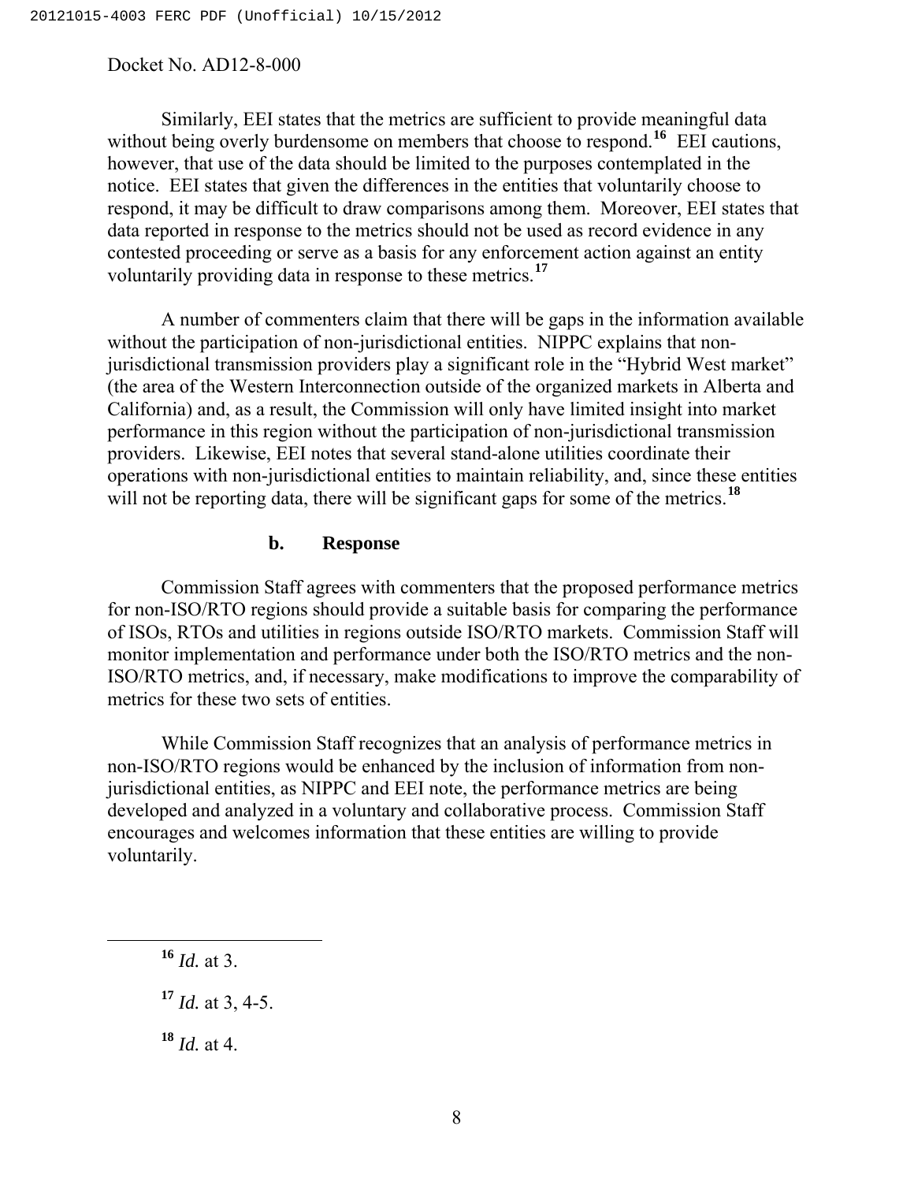Similarly, EEI states that the metrics are sufficient to provide meaningful data without being overly burdensome on members that choose to respond.[16] EEI cautions, however, that use of the data should be limited to the purposes contemplated in the notice. EEI states that given the differences in the entities that voluntarily choose to respond, it may be difficult to draw comparisons among them. Moreover, EEI states that data reported in response to the metrics should not be used as record evidence in any contested proceeding or serve as a basis for any enforcement action against an entity voluntarily providing data in response to these metrics.[17]

A number of commenters claim that there will be gaps in the information available without the participation of non-jurisdictional entities. NIPPC explains that non-jurisdictional transmission providers play a significant role in the "Hybrid West market" (the area of the Western Interconnection outside of the organized markets in Alberta and California) and, as a result, the Commission will only have limited insight into market performance in this region without the participation of non-jurisdictional transmission providers. Likewise, EEI notes that several stand-alone utilities coordinate their operations with non-jurisdictional entities to maintain reliability, and, since these entities will not be reporting data, there will be significant gaps for some of the metrics.[18]

#### b. Response

Commission Staff agrees with commenters that the proposed performance metrics for non-ISO/RTO regions should provide a suitable basis for comparing the performance of ISOs, RTOs and utilities in regions outside ISO/RTO markets. Commission Staff will monitor implementation and performance under both the ISO/RTO metrics and the non-ISO/RTO metrics, and, if necessary, make modifications to improve the comparability of metrics for these two sets of entities.

While Commission Staff recognizes that an analysis of performance metrics in non-ISO/RTO regions would be enhanced by the inclusion of information from non-jurisdictional entities, as NIPPC and EEI note, the performance metrics are being developed and analyzed in a voluntary and collaborative process. Commission Staff encourages and welcomes information that these entities are willing to provide voluntarily.

---

[16] *Id.* at 3.

[17] *Id.* at 3, 4-5.

[18] *Id.* at 4.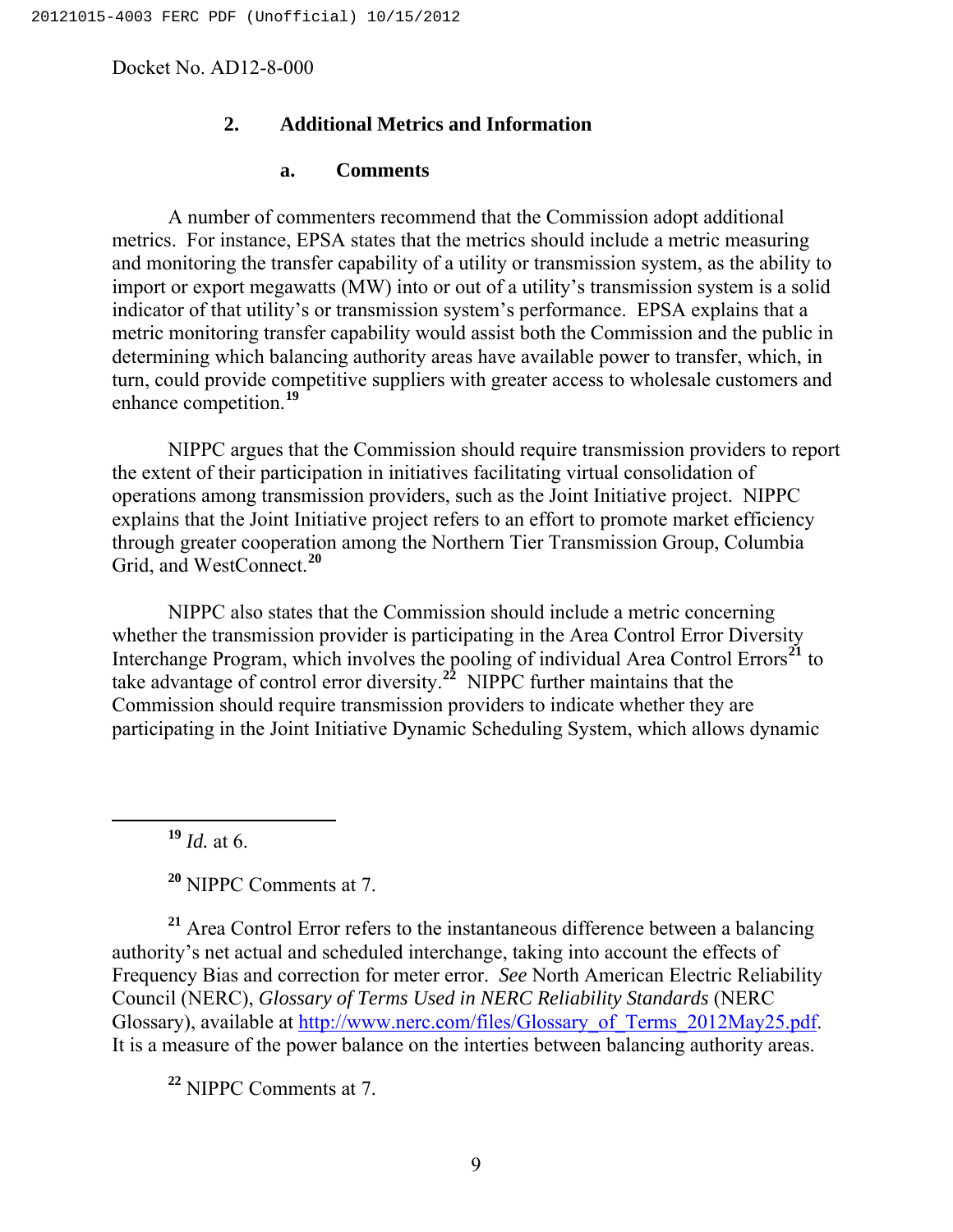Docket No. AD12-8-000

### 2. Additional Metrics and Information

#### a. Comments

A number of commenters recommend that the Commission adopt additional metrics. For instance, EPSA states that the metrics should include a metric measuring and monitoring the transfer capability of a utility or transmission system, as the ability to import or export megawatts (MW) into or out of a utility's transmission system is a solid indicator of that utility's or transmission system's performance. EPSA explains that a metric monitoring transfer capability would assist both the Commission and the public in determining which balancing authority areas have available power to transfer, which, in turn, could provide competitive suppliers with greater access to wholesale customers and enhance competition.[19]

NIPPC argues that the Commission should require transmission providers to report the extent of their participation in initiatives facilitating virtual consolidation of operations among transmission providers, such as the Joint Initiative project. NIPPC explains that the Joint Initiative project refers to an effort to promote market efficiency through greater cooperation among the Northern Tier Transmission Group, Columbia Grid, and WestConnect.[20]

NIPPC also states that the Commission should include a metric concerning whether the transmission provider is participating in the Area Control Error Diversity Interchange Program, which involves the pooling of individual Area Control Errors[21] to take advantage of control error diversity.[22] NIPPC further maintains that the Commission should require transmission providers to indicate whether they are participating in the Joint Initiative Dynamic Scheduling System, which allows dynamic

---

[19] *Id.* at 6.

[20] NIPPC Comments at 7.

[21] Area Control Error refers to the instantaneous difference between a balancing authority's net actual and scheduled interchange, taking into account the effects of Frequency Bias and correction for meter error. *See* North American Electric Reliability Council (NERC), *Glossary of Terms Used in NERC Reliability Standards* (NERC Glossary), available at http://www.nerc.com/files/Glossary_of_Terms_2012May25.pdf. It is a measure of the power balance on the interties between balancing authority areas.

[22] NIPPC Comments at 7.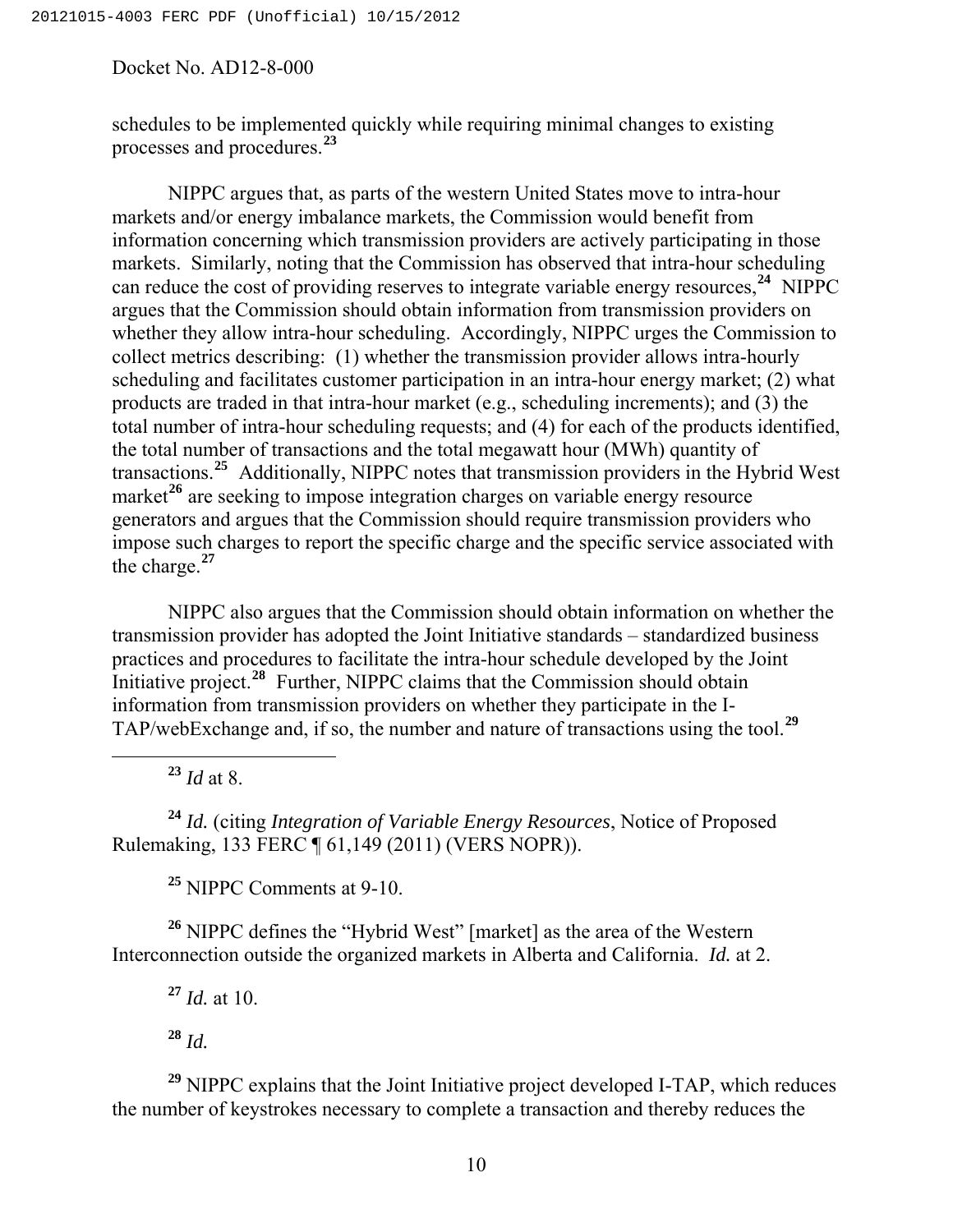schedules to be implemented quickly while requiring minimal changes to existing processes and procedures.[23]

NIPPC argues that, as parts of the western United States move to intra-hour markets and/or energy imbalance markets, the Commission would benefit from information concerning which transmission providers are actively participating in those markets. Similarly, noting that the Commission has observed that intra-hour scheduling can reduce the cost of providing reserves to integrate variable energy resources,[24] NIPPC argues that the Commission should obtain information from transmission providers on whether they allow intra-hour scheduling. Accordingly, NIPPC urges the Commission to collect metrics describing: (1) whether the transmission provider allows intra-hourly scheduling and facilitates customer participation in an intra-hour energy market; (2) what products are traded in that intra-hour market (e.g., scheduling increments); and (3) the total number of intra-hour scheduling requests; and (4) for each of the products identified, the total number of transactions and the total megawatt hour (MWh) quantity of transactions.[25] Additionally, NIPPC notes that transmission providers in the Hybrid West market[26] are seeking to impose integration charges on variable energy resource generators and argues that the Commission should require transmission providers who impose such charges to report the specific charge and the specific service associated with the charge.[27]

NIPPC also argues that the Commission should obtain information on whether the transmission provider has adopted the Joint Initiative standards – standardized business practices and procedures to facilitate the intra-hour schedule developed by the Joint Initiative project.[28] Further, NIPPC claims that the Commission should obtain information from transmission providers on whether they participate in the I-TAP/webExchange and, if so, the number and nature of transactions using the tool.[29]

---

[23] *Id* at 8.

[24] *Id.* (citing *Integration of Variable Energy Resources*, Notice of Proposed Rulemaking, 133 FERC ¶ 61,149 (2011) (VERS NOPR)).

[25] NIPPC Comments at 9-10.

[26] NIPPC defines the "Hybrid West" [market] as the area of the Western Interconnection outside the organized markets in Alberta and California. *Id.* at 2.

[27] *Id.* at 10.

[28] *Id.*

[29] NIPPC explains that the Joint Initiative project developed I-TAP, which reduces the number of keystrokes necessary to complete a transaction and thereby reduces the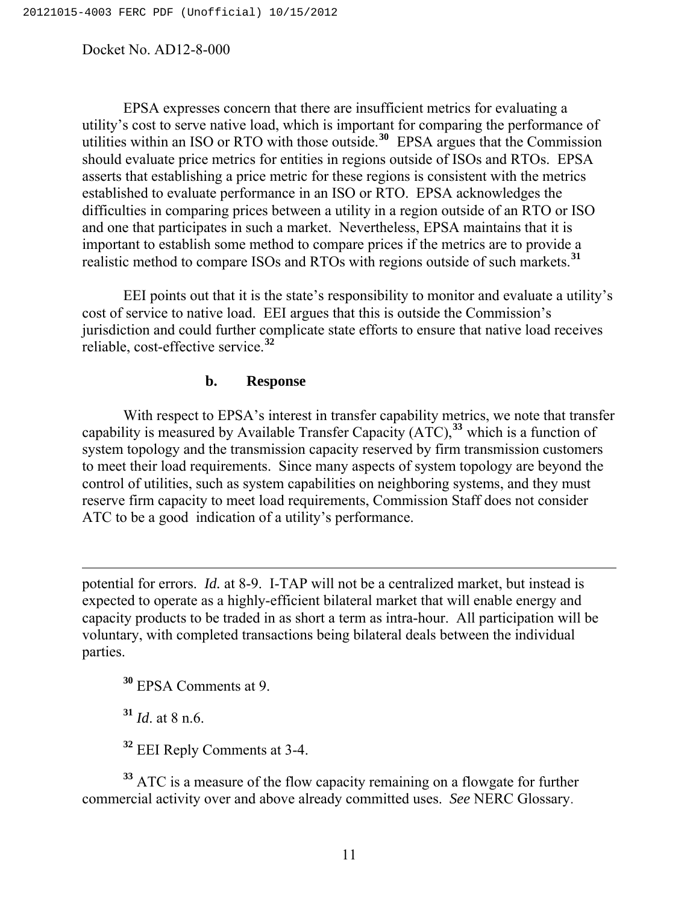EPSA expresses concern that there are insufficient metrics for evaluating a utility's cost to serve native load, which is important for comparing the performance of utilities within an ISO or RTO with those outside.[30] EPSA argues that the Commission should evaluate price metrics for entities in regions outside of ISOs and RTOs. EPSA asserts that establishing a price metric for these regions is consistent with the metrics established to evaluate performance in an ISO or RTO. EPSA acknowledges the difficulties in comparing prices between a utility in a region outside of an RTO or ISO and one that participates in such a market. Nevertheless, EPSA maintains that it is important to establish some method to compare prices if the metrics are to provide a realistic method to compare ISOs and RTOs with regions outside of such markets.[31]

EEI points out that it is the state's responsibility to monitor and evaluate a utility's cost of service to native load. EEI argues that this is outside the Commission's jurisdiction and could further complicate state efforts to ensure that native load receives reliable, cost-effective service.[32]

**b. Response**

With respect to EPSA's interest in transfer capability metrics, we note that transfer capability is measured by Available Transfer Capacity (ATC),[33] which is a function of system topology and the transmission capacity reserved by firm transmission customers to meet their load requirements. Since many aspects of system topology are beyond the control of utilities, such as system capabilities on neighboring systems, and they must reserve firm capacity to meet load requirements, Commission Staff does not consider ATC to be a good indication of a utility's performance.

---

potential for errors. *Id.* at 8-9. I-TAP will not be a centralized market, but instead is expected to operate as a highly-efficient bilateral market that will enable energy and capacity products to be traded in as short a term as intra-hour. All participation will be voluntary, with completed transactions being bilateral deals between the individual parties.

[30] EPSA Comments at 9.

[31] *Id.* at 8 n.6.

[32] EEI Reply Comments at 3-4.

[33] ATC is a measure of the flow capacity remaining on a flowgate for further commercial activity over and above already committed uses. *See* NERC Glossary.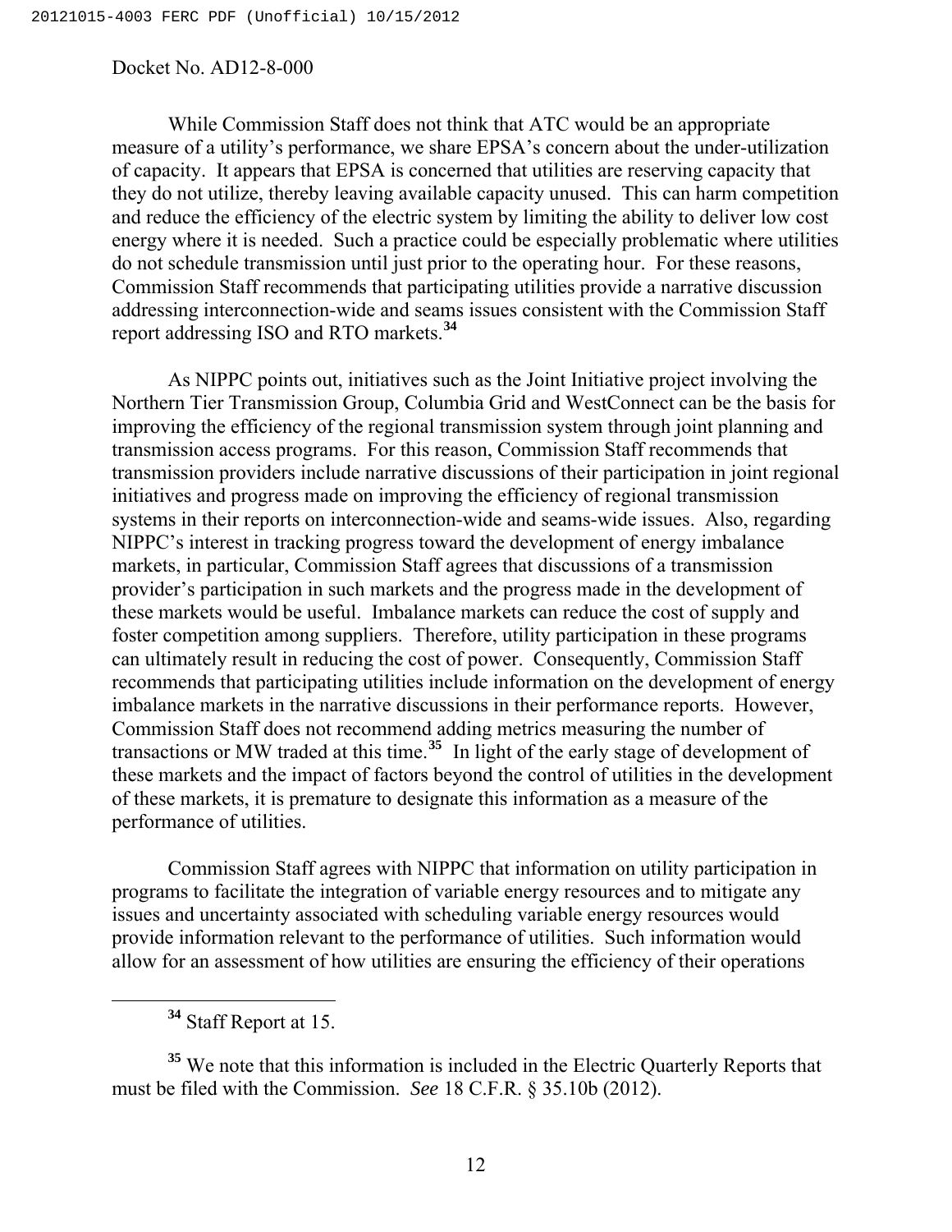While Commission Staff does not think that ATC would be an appropriate measure of a utility's performance, we share EPSA's concern about the under-utilization of capacity. It appears that EPSA is concerned that utilities are reserving capacity that they do not utilize, thereby leaving available capacity unused. This can harm competition and reduce the efficiency of the electric system by limiting the ability to deliver low cost energy where it is needed. Such a practice could be especially problematic where utilities do not schedule transmission until just prior to the operating hour. For these reasons, Commission Staff recommends that participating utilities provide a narrative discussion addressing interconnection-wide and seams issues consistent with the Commission Staff report addressing ISO and RTO markets.[34]

As NIPPC points out, initiatives such as the Joint Initiative project involving the Northern Tier Transmission Group, Columbia Grid and WestConnect can be the basis for improving the efficiency of the regional transmission system through joint planning and transmission access programs. For this reason, Commission Staff recommends that transmission providers include narrative discussions of their participation in joint regional initiatives and progress made on improving the efficiency of regional transmission systems in their reports on interconnection-wide and seams-wide issues. Also, regarding NIPPC's interest in tracking progress toward the development of energy imbalance markets, in particular, Commission Staff agrees that discussions of a transmission provider's participation in such markets and the progress made in the development of these markets would be useful. Imbalance markets can reduce the cost of supply and foster competition among suppliers. Therefore, utility participation in these programs can ultimately result in reducing the cost of power. Consequently, Commission Staff recommends that participating utilities include information on the development of energy imbalance markets in the narrative discussions in their performance reports. However, Commission Staff does not recommend adding metrics measuring the number of transactions or MW traded at this time.[35] In light of the early stage of development of these markets and the impact of factors beyond the control of utilities in the development of these markets, it is premature to designate this information as a measure of the performance of utilities.

Commission Staff agrees with NIPPC that information on utility participation in programs to facilitate the integration of variable energy resources and to mitigate any issues and uncertainty associated with scheduling variable energy resources would provide information relevant to the performance of utilities. Such information would allow for an assessment of how utilities are ensuring the efficiency of their operations

---

[34] Staff Report at 15.

[35] We note that this information is included in the Electric Quarterly Reports that must be filed with the Commission. *See* 18 C.F.R. § 35.10b (2012).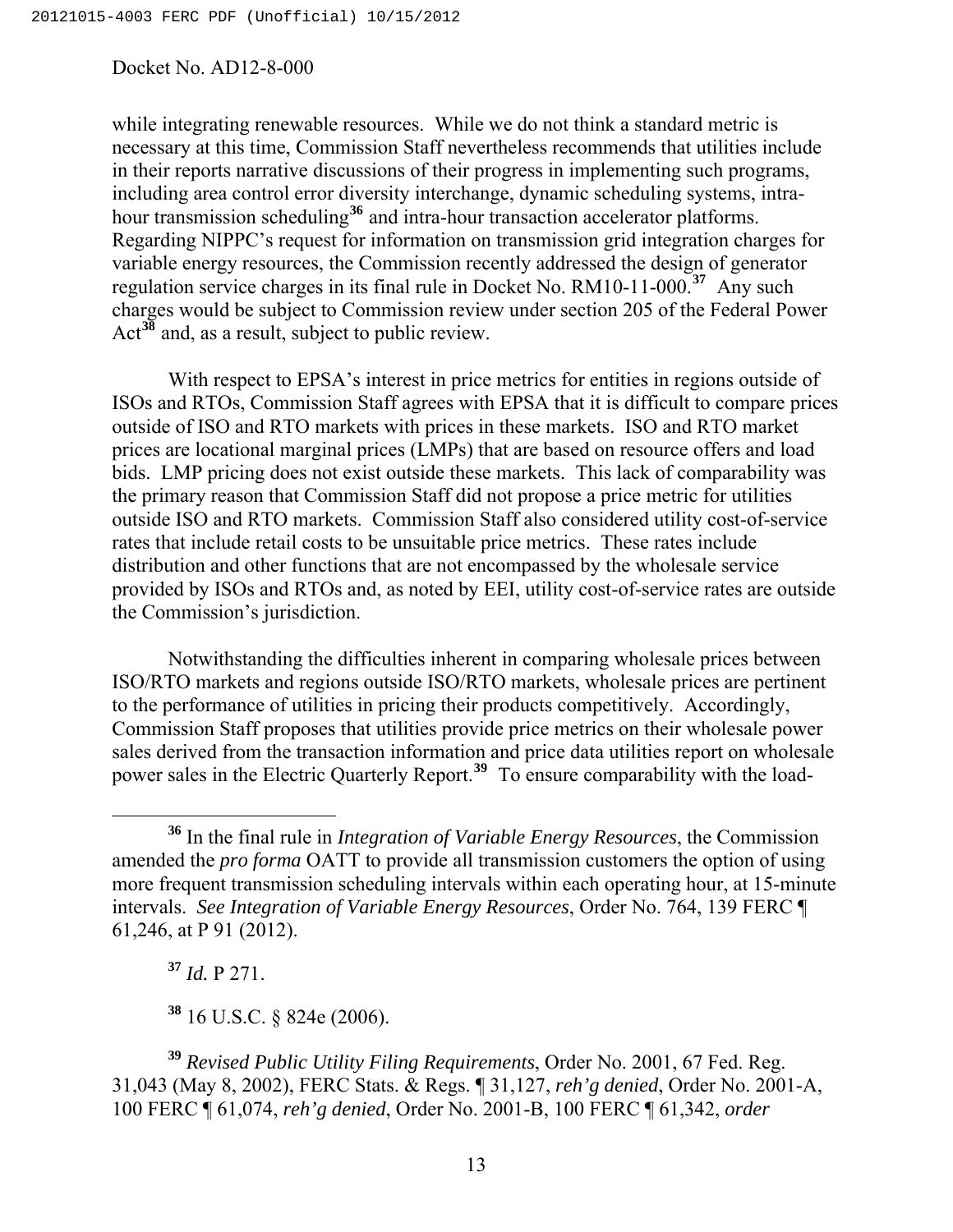while integrating renewable resources. While we do not think a standard metric is necessary at this time, Commission Staff nevertheless recommends that utilities include in their reports narrative discussions of their progress in implementing such programs, including area control error diversity interchange, dynamic scheduling systems, intra-hour transmission scheduling[36] and intra-hour transaction accelerator platforms. Regarding NIPPC's request for information on transmission grid integration charges for variable energy resources, the Commission recently addressed the design of generator regulation service charges in its final rule in Docket No. RM10-11-000.[37] Any such charges would be subject to Commission review under section 205 of the Federal Power Act[38] and, as a result, subject to public review.

With respect to EPSA's interest in price metrics for entities in regions outside of ISOs and RTOs, Commission Staff agrees with EPSA that it is difficult to compare prices outside of ISO and RTO markets with prices in these markets. ISO and RTO market prices are locational marginal prices (LMPs) that are based on resource offers and load bids. LMP pricing does not exist outside these markets. This lack of comparability was the primary reason that Commission Staff did not propose a price metric for utilities outside ISO and RTO markets. Commission Staff also considered utility cost-of-service rates that include retail costs to be unsuitable price metrics. These rates include distribution and other functions that are not encompassed by the wholesale service provided by ISOs and RTOs and, as noted by EEI, utility cost-of-service rates are outside the Commission's jurisdiction.

Notwithstanding the difficulties inherent in comparing wholesale prices between ISO/RTO markets and regions outside ISO/RTO markets, wholesale prices are pertinent to the performance of utilities in pricing their products competitively. Accordingly, Commission Staff proposes that utilities provide price metrics on their wholesale power sales derived from the transaction information and price data utilities report on wholesale power sales in the Electric Quarterly Report.[39] To ensure comparability with the load-

---

[36] In the final rule in *Integration of Variable Energy Resources*, the Commission amended the *pro forma* OATT to provide all transmission customers the option of using more frequent transmission scheduling intervals within each operating hour, at 15-minute intervals. *See Integration of Variable Energy Resources*, Order No. 764, 139 FERC ¶ 61,246, at P 91 (2012).

[37] *Id.* P 271.

[38] 16 U.S.C. § 824e (2006).

[39] *Revised Public Utility Filing Requirements*, Order No. 2001, 67 Fed. Reg. 31,043 (May 8, 2002), FERC Stats. & Regs. ¶ 31,127, *reh'g denied*, Order No. 2001-A, 100 FERC ¶ 61,074, *reh'g denied*, Order No. 2001-B, 100 FERC ¶ 61,342, *order*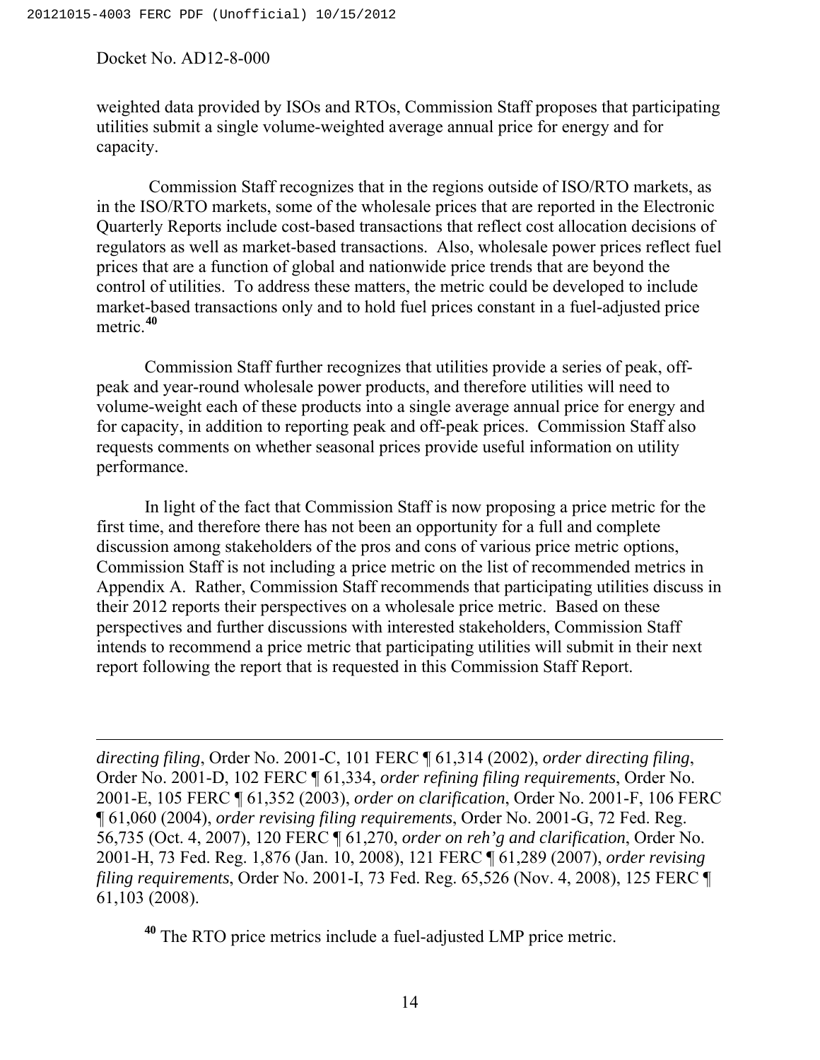weighted data provided by ISOs and RTOs, Commission Staff proposes that participating utilities submit a single volume-weighted average annual price for energy and for capacity.

Commission Staff recognizes that in the regions outside of ISO/RTO markets, as in the ISO/RTO markets, some of the wholesale prices that are reported in the Electronic Quarterly Reports include cost-based transactions that reflect cost allocation decisions of regulators as well as market-based transactions. Also, wholesale power prices reflect fuel prices that are a function of global and nationwide price trends that are beyond the control of utilities. To address these matters, the metric could be developed to include market-based transactions only and to hold fuel prices constant in a fuel-adjusted price metric.[40]

Commission Staff further recognizes that utilities provide a series of peak, off-peak and year-round wholesale power products, and therefore utilities will need to volume-weight each of these products into a single average annual price for energy and for capacity, in addition to reporting peak and off-peak prices. Commission Staff also requests comments on whether seasonal prices provide useful information on utility performance.

In light of the fact that Commission Staff is now proposing a price metric for the first time, and therefore there has not been an opportunity for a full and complete discussion among stakeholders of the pros and cons of various price metric options, Commission Staff is not including a price metric on the list of recommended metrics in Appendix A. Rather, Commission Staff recommends that participating utilities discuss in their 2012 reports their perspectives on a wholesale price metric. Based on these perspectives and further discussions with interested stakeholders, Commission Staff intends to recommend a price metric that participating utilities will submit in their next report following the report that is requested in this Commission Staff Report.

---

*directing filing*, Order No. 2001-C, 101 FERC ¶ 61,314 (2002), *order directing filing*, Order No. 2001-D, 102 FERC ¶ 61,334, *order refining filing requirements*, Order No. 2001-E, 105 FERC ¶ 61,352 (2003), *order on clarification*, Order No. 2001-F, 106 FERC ¶ 61,060 (2004), *order revising filing requirements*, Order No. 2001-G, 72 Fed. Reg. 56,735 (Oct. 4, 2007), 120 FERC ¶ 61,270, *order on reh'g and clarification*, Order No. 2001-H, 73 Fed. Reg. 1,876 (Jan. 10, 2008), 121 FERC ¶ 61,289 (2007), *order revising filing requirements*, Order No. 2001-I, 73 Fed. Reg. 65,526 (Nov. 4, 2008), 125 FERC ¶ 61,103 (2008).

[40] The RTO price metrics include a fuel-adjusted LMP price metric.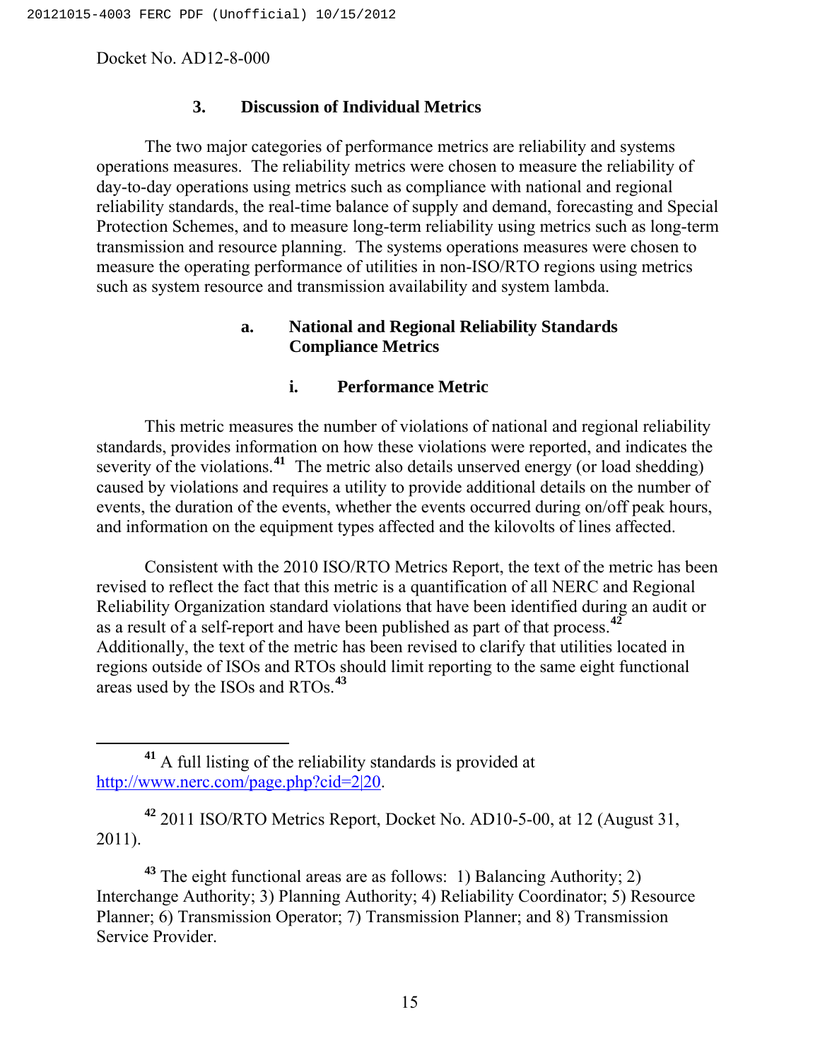Docket No. AD12-8-000

### 3. Discussion of Individual Metrics

The two major categories of performance metrics are reliability and systems operations measures. The reliability metrics were chosen to measure the reliability of day-to-day operations using metrics such as compliance with national and regional reliability standards, the real-time balance of supply and demand, forecasting and Special Protection Schemes, and to measure long-term reliability using metrics such as long-term transmission and resource planning. The systems operations measures were chosen to measure the operating performance of utilities in non-ISO/RTO regions using metrics such as system resource and transmission availability and system lambda.

#### a. National and Regional Reliability Standards Compliance Metrics

##### i. Performance Metric

This metric measures the number of violations of national and regional reliability standards, provides information on how these violations were reported, and indicates the severity of the violations.[41] The metric also details unserved energy (or load shedding) caused by violations and requires a utility to provide additional details on the number of events, the duration of the events, whether the events occurred during on/off peak hours, and information on the equipment types affected and the kilovolts of lines affected.

Consistent with the 2010 ISO/RTO Metrics Report, the text of the metric has been revised to reflect the fact that this metric is a quantification of all NERC and Regional Reliability Organization standard violations that have been identified during an audit or as a result of a self-report and have been published as part of that process.[42] Additionally, the text of the metric has been revised to clarify that utilities located in regions outside of ISOs and RTOs should limit reporting to the same eight functional areas used by the ISOs and RTOs.[43]

---

[41] A full listing of the reliability standards is provided at http://www.nerc.com/page.php?cid=2|20.

[42] 2011 ISO/RTO Metrics Report, Docket No. AD10-5-00, at 12 (August 31, 2011).

[43] The eight functional areas are as follows: 1) Balancing Authority; 2) Interchange Authority; 3) Planning Authority; 4) Reliability Coordinator; 5) Resource Planner; 6) Transmission Operator; 7) Transmission Planner; and 8) Transmission Service Provider.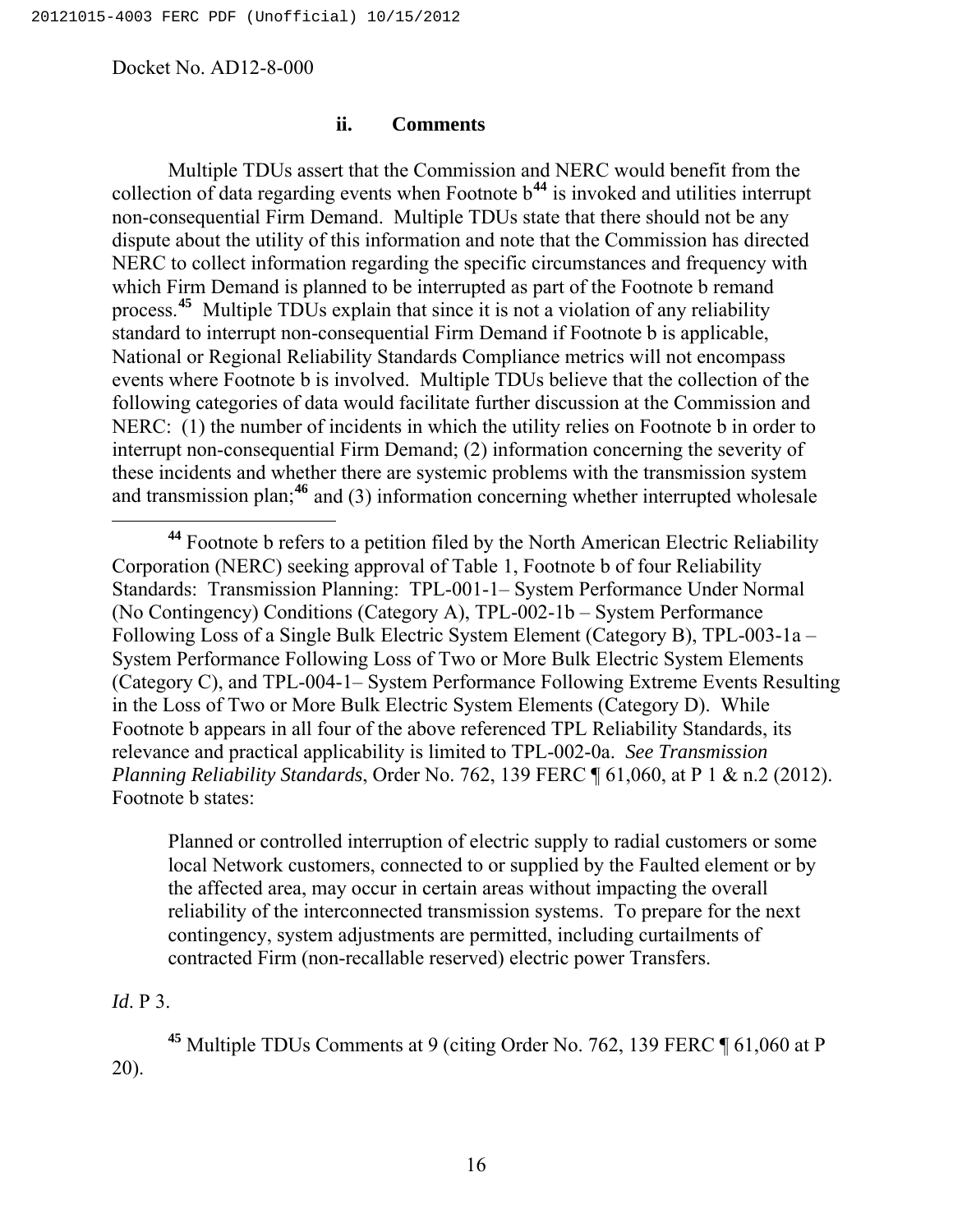### ii. Comments

Multiple TDUs assert that the Commission and NERC would benefit from the collection of data regarding events when Footnote b[44] is invoked and utilities interrupt non-consequential Firm Demand. Multiple TDUs state that there should not be any dispute about the utility of this information and note that the Commission has directed NERC to collect information regarding the specific circumstances and frequency with which Firm Demand is planned to be interrupted as part of the Footnote b remand process.[45] Multiple TDUs explain that since it is not a violation of any reliability standard to interrupt non-consequential Firm Demand if Footnote b is applicable, National or Regional Reliability Standards Compliance metrics will not encompass events where Footnote b is involved. Multiple TDUs believe that the collection of the following categories of data would facilitate further discussion at the Commission and NERC: (1) the number of incidents in which the utility relies on Footnote b in order to interrupt non-consequential Firm Demand; (2) information concerning the severity of these incidents and whether there are systemic problems with the transmission system and transmission plan;[46] and (3) information concerning whether interrupted wholesale

---

[44] Footnote b refers to a petition filed by the North American Electric Reliability Corporation (NERC) seeking approval of Table 1, Footnote b of four Reliability Standards: Transmission Planning: TPL-001-1– System Performance Under Normal (No Contingency) Conditions (Category A), TPL-002-1b – System Performance Following Loss of a Single Bulk Electric System Element (Category B), TPL-003-1a – System Performance Following Loss of Two or More Bulk Electric System Elements (Category C), and TPL-004-1– System Performance Following Extreme Events Resulting in the Loss of Two or More Bulk Electric System Elements (Category D). While Footnote b appears in all four of the above referenced TPL Reliability Standards, its relevance and practical applicability is limited to TPL-002-0a. *See Transmission Planning Reliability Standards*, Order No. 762, 139 FERC ¶ 61,060, at P 1 & n.2 (2012). Footnote b states:

> Planned or controlled interruption of electric supply to radial customers or some local Network customers, connected to or supplied by the Faulted element or by the affected area, may occur in certain areas without impacting the overall reliability of the interconnected transmission systems. To prepare for the next contingency, system adjustments are permitted, including curtailments of contracted Firm (non-recallable reserved) electric power Transfers.

*Id*. P 3.

[45] Multiple TDUs Comments at 9 (citing Order No. 762, 139 FERC ¶ 61,060 at P 20).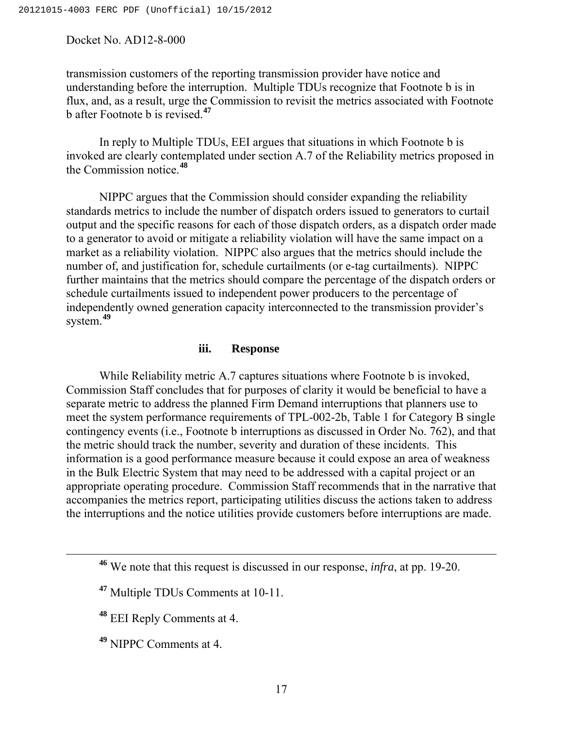transmission customers of the reporting transmission provider have notice and understanding before the interruption. Multiple TDUs recognize that Footnote b is in flux, and, as a result, urge the Commission to revisit the metrics associated with Footnote b after Footnote b is revised.[47]

In reply to Multiple TDUs, EEI argues that situations in which Footnote b is invoked are clearly contemplated under section A.7 of the Reliability metrics proposed in the Commission notice.[48]

NIPPC argues that the Commission should consider expanding the reliability standards metrics to include the number of dispatch orders issued to generators to curtail output and the specific reasons for each of those dispatch orders, as a dispatch order made to a generator to avoid or mitigate a reliability violation will have the same impact on a market as a reliability violation. NIPPC also argues that the metrics should include the number of, and justification for, schedule curtailments (or e-tag curtailments). NIPPC further maintains that the metrics should compare the percentage of the dispatch orders or schedule curtailments issued to independent power producers to the percentage of independently owned generation capacity interconnected to the transmission provider's system.[49]

#### iii. Response

While Reliability metric A.7 captures situations where Footnote b is invoked, Commission Staff concludes that for purposes of clarity it would be beneficial to have a separate metric to address the planned Firm Demand interruptions that planners use to meet the system performance requirements of TPL-002-2b, Table 1 for Category B single contingency events (i.e., Footnote b interruptions as discussed in Order No. 762), and that the metric should track the number, severity and duration of these incidents. This information is a good performance measure because it could expose an area of weakness in the Bulk Electric System that may need to be addressed with a capital project or an appropriate operating procedure. Commission Staff recommends that in the narrative that accompanies the metrics report, participating utilities discuss the actions taken to address the interruptions and the notice utilities provide customers before interruptions are made.

---

[46] We note that this request is discussed in our response, *infra*, at pp. 19-20.

[47] Multiple TDUs Comments at 10-11.

[48] EEI Reply Comments at 4.

[49] NIPPC Comments at 4.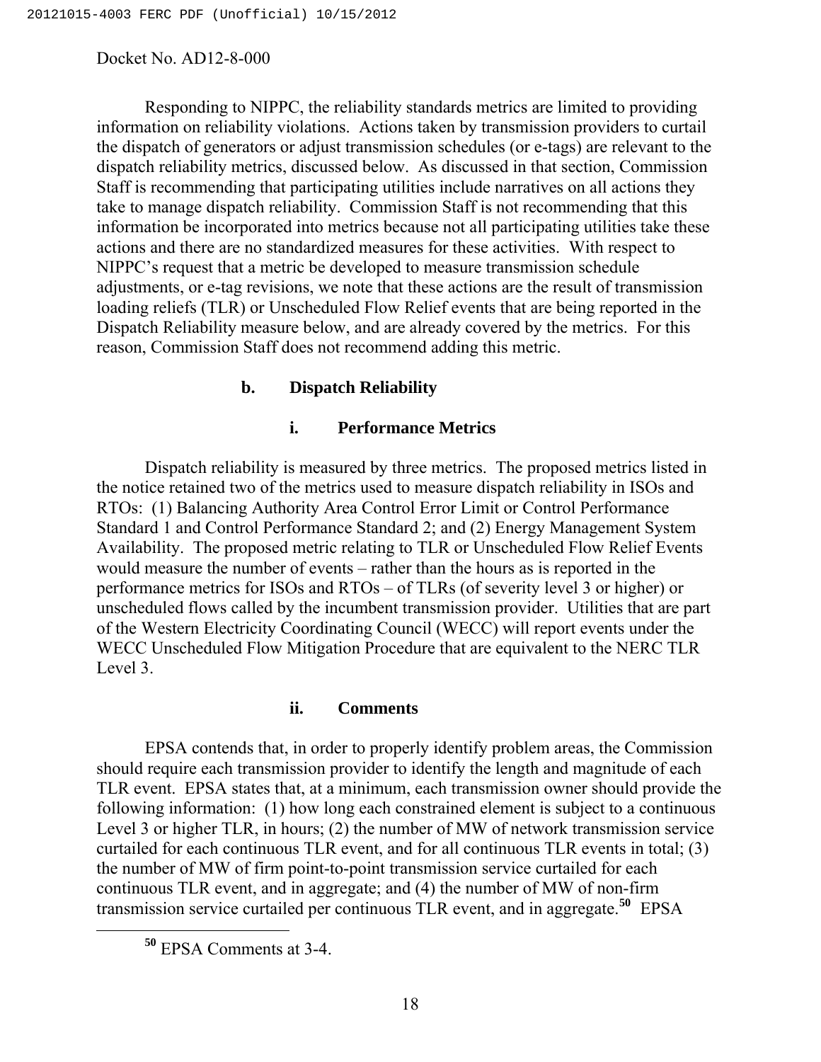Responding to NIPPC, the reliability standards metrics are limited to providing information on reliability violations. Actions taken by transmission providers to curtail the dispatch of generators or adjust transmission schedules (or e-tags) are relevant to the dispatch reliability metrics, discussed below. As discussed in that section, Commission Staff is recommending that participating utilities include narratives on all actions they take to manage dispatch reliability. Commission Staff is not recommending that this information be incorporated into metrics because not all participating utilities take these actions and there are no standardized measures for these activities. With respect to NIPPC's request that a metric be developed to measure transmission schedule adjustments, or e-tag revisions, we note that these actions are the result of transmission loading reliefs (TLR) or Unscheduled Flow Relief events that are being reported in the Dispatch Reliability measure below, and are already covered by the metrics. For this reason, Commission Staff does not recommend adding this metric.

### b. Dispatch Reliability

#### i. Performance Metrics

Dispatch reliability is measured by three metrics. The proposed metrics listed in the notice retained two of the metrics used to measure dispatch reliability in ISOs and RTOs: (1) Balancing Authority Area Control Error Limit or Control Performance Standard 1 and Control Performance Standard 2; and (2) Energy Management System Availability. The proposed metric relating to TLR or Unscheduled Flow Relief Events would measure the number of events – rather than the hours as is reported in the performance metrics for ISOs and RTOs – of TLRs (of severity level 3 or higher) or unscheduled flows called by the incumbent transmission provider. Utilities that are part of the Western Electricity Coordinating Council (WECC) will report events under the WECC Unscheduled Flow Mitigation Procedure that are equivalent to the NERC TLR Level 3.

#### ii. Comments

EPSA contends that, in order to properly identify problem areas, the Commission should require each transmission provider to identify the length and magnitude of each TLR event. EPSA states that, at a minimum, each transmission owner should provide the following information: (1) how long each constrained element is subject to a continuous Level 3 or higher TLR, in hours; (2) the number of MW of network transmission service curtailed for each continuous TLR event, and for all continuous TLR events in total; (3) the number of MW of firm point-to-point transmission service curtailed for each continuous TLR event, and in aggregate; and (4) the number of MW of non-firm transmission service curtailed per continuous TLR event, and in aggregate.[50] EPSA

[50] EPSA Comments at 3-4.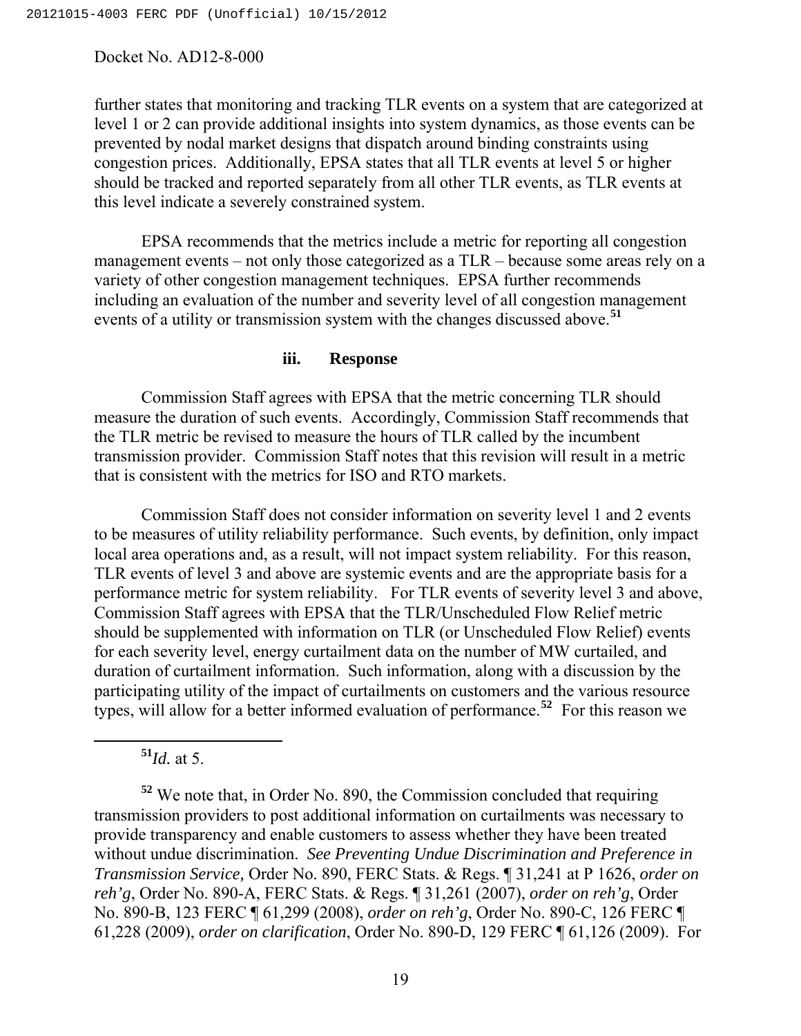further states that monitoring and tracking TLR events on a system that are categorized at level 1 or 2 can provide additional insights into system dynamics, as those events can be prevented by nodal market designs that dispatch around binding constraints using congestion prices. Additionally, EPSA states that all TLR events at level 5 or higher should be tracked and reported separately from all other TLR events, as TLR events at this level indicate a severely constrained system.

EPSA recommends that the metrics include a metric for reporting all congestion management events – not only those categorized as a TLR – because some areas rely on a variety of other congestion management techniques. EPSA further recommends including an evaluation of the number and severity level of all congestion management events of a utility or transmission system with the changes discussed above.[51]

#### iii. Response

Commission Staff agrees with EPSA that the metric concerning TLR should measure the duration of such events. Accordingly, Commission Staff recommends that the TLR metric be revised to measure the hours of TLR called by the incumbent transmission provider. Commission Staff notes that this revision will result in a metric that is consistent with the metrics for ISO and RTO markets.

Commission Staff does not consider information on severity level 1 and 2 events to be measures of utility reliability performance. Such events, by definition, only impact local area operations and, as a result, will not impact system reliability. For this reason, TLR events of level 3 and above are systemic events and are the appropriate basis for a performance metric for system reliability. For TLR events of severity level 3 and above, Commission Staff agrees with EPSA that the TLR/Unscheduled Flow Relief metric should be supplemented with information on TLR (or Unscheduled Flow Relief) events for each severity level, energy curtailment data on the number of MW curtailed, and duration of curtailment information. Such information, along with a discussion by the participating utility of the impact of curtailments on customers and the various resource types, will allow for a better informed evaluation of performance.[52] For this reason we

---

[51] *Id.* at 5.

[52] We note that, in Order No. 890, the Commission concluded that requiring transmission providers to post additional information on curtailments was necessary to provide transparency and enable customers to assess whether they have been treated without undue discrimination. *See Preventing Undue Discrimination and Preference in Transmission Service,* Order No. 890, FERC Stats. & Regs. ¶ 31,241 at P 1626, *order on reh'g*, Order No. 890-A, FERC Stats. & Regs. ¶ 31,261 (2007), *order on reh'g*, Order No. 890-B, 123 FERC ¶ 61,299 (2008), *order on reh'g*, Order No. 890-C, 126 FERC ¶ 61,228 (2009), *order on clarification*, Order No. 890-D, 129 FERC ¶ 61,126 (2009). For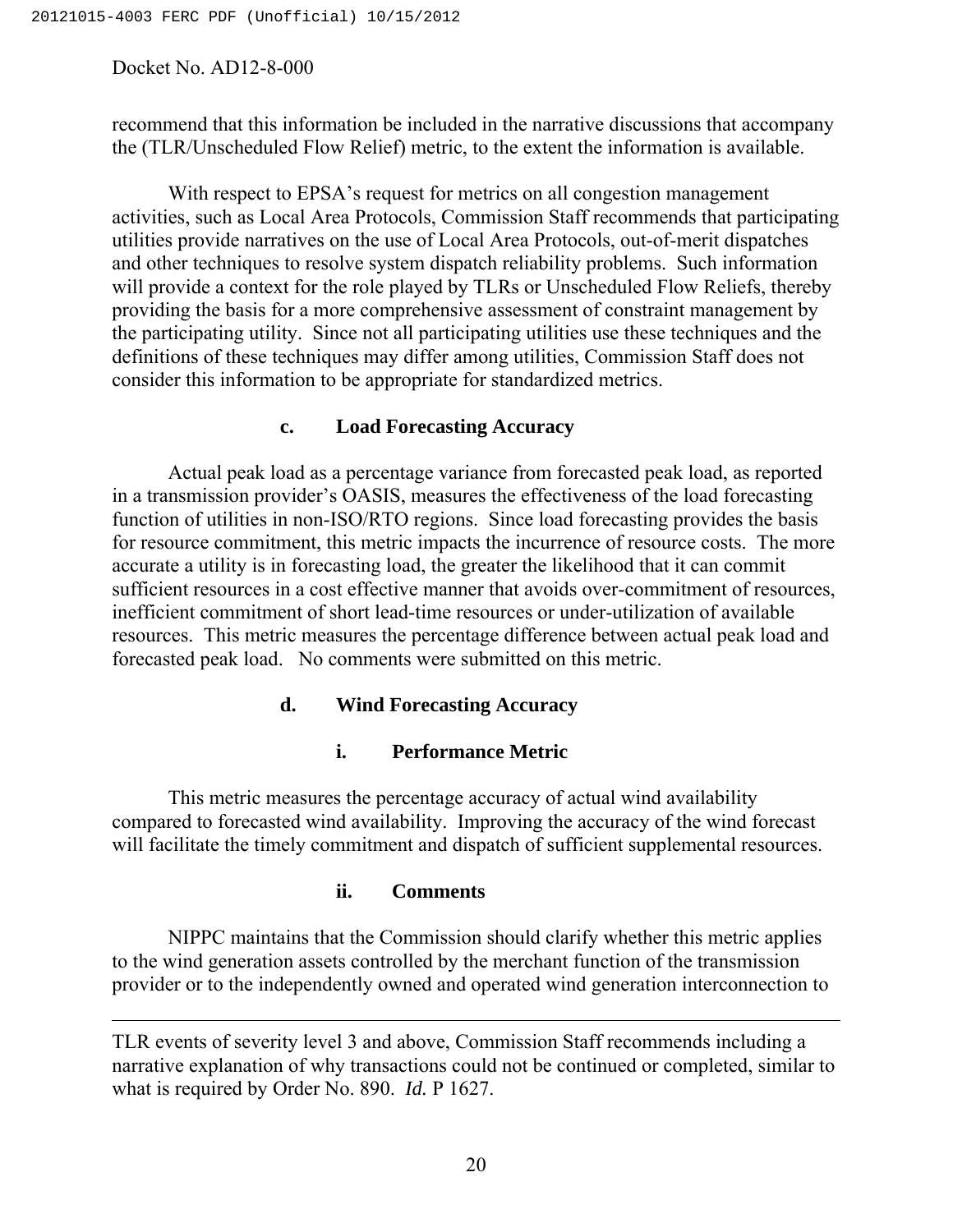recommend that this information be included in the narrative discussions that accompany the (TLR/Unscheduled Flow Relief) metric, to the extent the information is available.

With respect to EPSA's request for metrics on all congestion management activities, such as Local Area Protocols, Commission Staff recommends that participating utilities provide narratives on the use of Local Area Protocols, out-of-merit dispatches and other techniques to resolve system dispatch reliability problems. Such information will provide a context for the role played by TLRs or Unscheduled Flow Reliefs, thereby providing the basis for a more comprehensive assessment of constraint management by the participating utility. Since not all participating utilities use these techniques and the definitions of these techniques may differ among utilities, Commission Staff does not consider this information to be appropriate for standardized metrics.

### c. Load Forecasting Accuracy

Actual peak load as a percentage variance from forecasted peak load, as reported in a transmission provider's OASIS, measures the effectiveness of the load forecasting function of utilities in non-ISO/RTO regions. Since load forecasting provides the basis for resource commitment, this metric impacts the incurrence of resource costs. The more accurate a utility is in forecasting load, the greater the likelihood that it can commit sufficient resources in a cost effective manner that avoids over-commitment of resources, inefficient commitment of short lead-time resources or under-utilization of available resources. This metric measures the percentage difference between actual peak load and forecasted peak load. No comments were submitted on this metric.

### d. Wind Forecasting Accuracy

#### i. Performance Metric

This metric measures the percentage accuracy of actual wind availability compared to forecasted wind availability. Improving the accuracy of the wind forecast will facilitate the timely commitment and dispatch of sufficient supplemental resources.

#### ii. Comments

NIPPC maintains that the Commission should clarify whether this metric applies to the wind generation assets controlled by the merchant function of the transmission provider or to the independently owned and operated wind generation interconnection to

---

TLR events of severity level 3 and above, Commission Staff recommends including a narrative explanation of why transactions could not be continued or completed, similar to what is required by Order No. 890. *Id.* P 1627.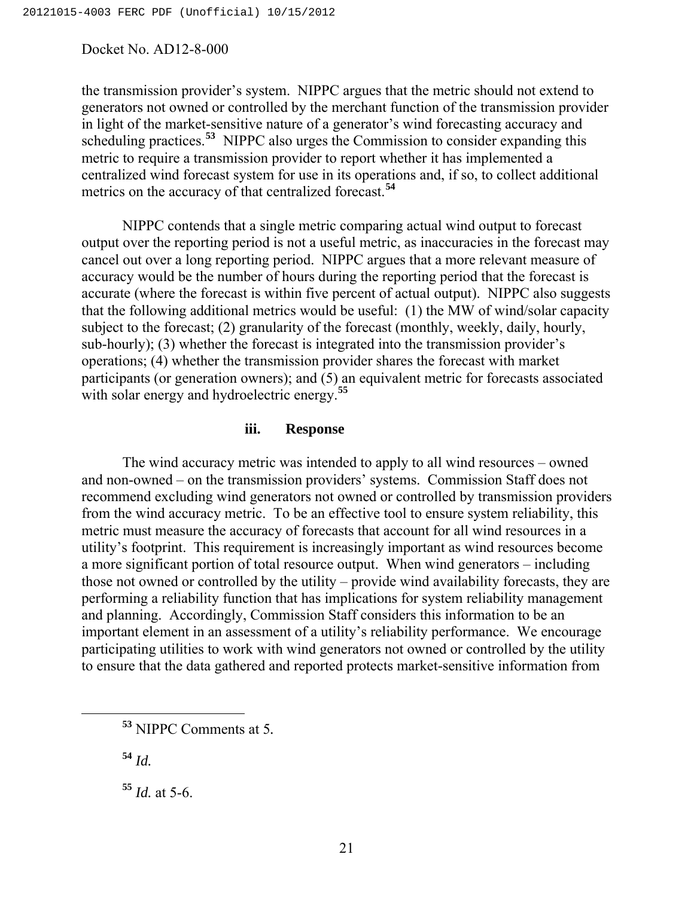the transmission provider's system. NIPPC argues that the metric should not extend to generators not owned or controlled by the merchant function of the transmission provider in light of the market-sensitive nature of a generator's wind forecasting accuracy and scheduling practices.[53] NIPPC also urges the Commission to consider expanding this metric to require a transmission provider to report whether it has implemented a centralized wind forecast system for use in its operations and, if so, to collect additional metrics on the accuracy of that centralized forecast.[54]

NIPPC contends that a single metric comparing actual wind output to forecast output over the reporting period is not a useful metric, as inaccuracies in the forecast may cancel out over a long reporting period. NIPPC argues that a more relevant measure of accuracy would be the number of hours during the reporting period that the forecast is accurate (where the forecast is within five percent of actual output). NIPPC also suggests that the following additional metrics would be useful: (1) the MW of wind/solar capacity subject to the forecast; (2) granularity of the forecast (monthly, weekly, daily, hourly, sub-hourly); (3) whether the forecast is integrated into the transmission provider's operations; (4) whether the transmission provider shares the forecast with market participants (or generation owners); and (5) an equivalent metric for forecasts associated with solar energy and hydroelectric energy.[55]

#### iii. Response

The wind accuracy metric was intended to apply to all wind resources – owned and non-owned – on the transmission providers' systems. Commission Staff does not recommend excluding wind generators not owned or controlled by transmission providers from the wind accuracy metric. To be an effective tool to ensure system reliability, this metric must measure the accuracy of forecasts that account for all wind resources in a utility's footprint. This requirement is increasingly important as wind resources become a more significant portion of total resource output. When wind generators – including those not owned or controlled by the utility – provide wind availability forecasts, they are performing a reliability function that has implications for system reliability management and planning. Accordingly, Commission Staff considers this information to be an important element in an assessment of a utility's reliability performance. We encourage participating utilities to work with wind generators not owned or controlled by the utility to ensure that the data gathered and reported protects market-sensitive information from

---

[53] NIPPC Comments at 5.

[54] *Id.*

[55] *Id.* at 5-6.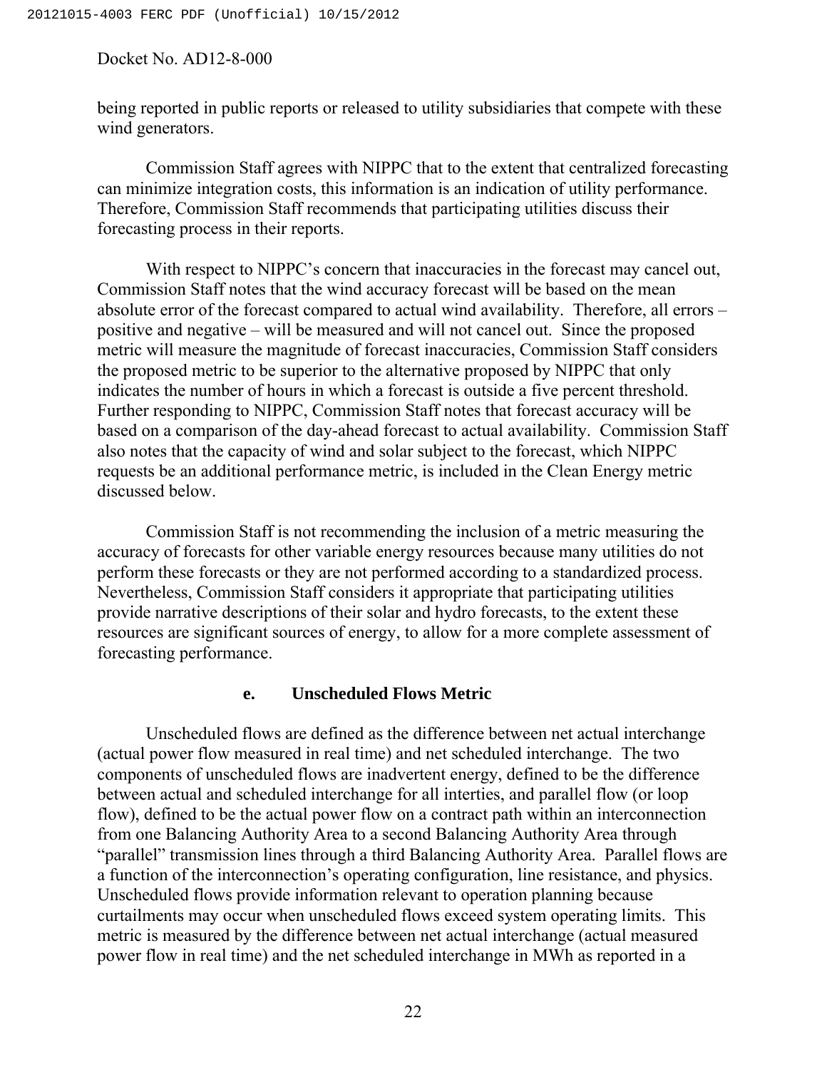being reported in public reports or released to utility subsidiaries that compete with these wind generators.

Commission Staff agrees with NIPPC that to the extent that centralized forecasting can minimize integration costs, this information is an indication of utility performance. Therefore, Commission Staff recommends that participating utilities discuss their forecasting process in their reports.

With respect to NIPPC's concern that inaccuracies in the forecast may cancel out, Commission Staff notes that the wind accuracy forecast will be based on the mean absolute error of the forecast compared to actual wind availability. Therefore, all errors – positive and negative – will be measured and will not cancel out. Since the proposed metric will measure the magnitude of forecast inaccuracies, Commission Staff considers the proposed metric to be superior to the alternative proposed by NIPPC that only indicates the number of hours in which a forecast is outside a five percent threshold. Further responding to NIPPC, Commission Staff notes that forecast accuracy will be based on a comparison of the day-ahead forecast to actual availability. Commission Staff also notes that the capacity of wind and solar subject to the forecast, which NIPPC requests be an additional performance metric, is included in the Clean Energy metric discussed below.

Commission Staff is not recommending the inclusion of a metric measuring the accuracy of forecasts for other variable energy resources because many utilities do not perform these forecasts or they are not performed according to a standardized process. Nevertheless, Commission Staff considers it appropriate that participating utilities provide narrative descriptions of their solar and hydro forecasts, to the extent these resources are significant sources of energy, to allow for a more complete assessment of forecasting performance.

#### e. Unscheduled Flows Metric

Unscheduled flows are defined as the difference between net actual interchange (actual power flow measured in real time) and net scheduled interchange. The two components of unscheduled flows are inadvertent energy, defined to be the difference between actual and scheduled interchange for all interties, and parallel flow (or loop flow), defined to be the actual power flow on a contract path within an interconnection from one Balancing Authority Area to a second Balancing Authority Area through "parallel" transmission lines through a third Balancing Authority Area. Parallel flows are a function of the interconnection's operating configuration, line resistance, and physics. Unscheduled flows provide information relevant to operation planning because curtailments may occur when unscheduled flows exceed system operating limits. This metric is measured by the difference between net actual interchange (actual measured power flow in real time) and the net scheduled interchange in MWh as reported in a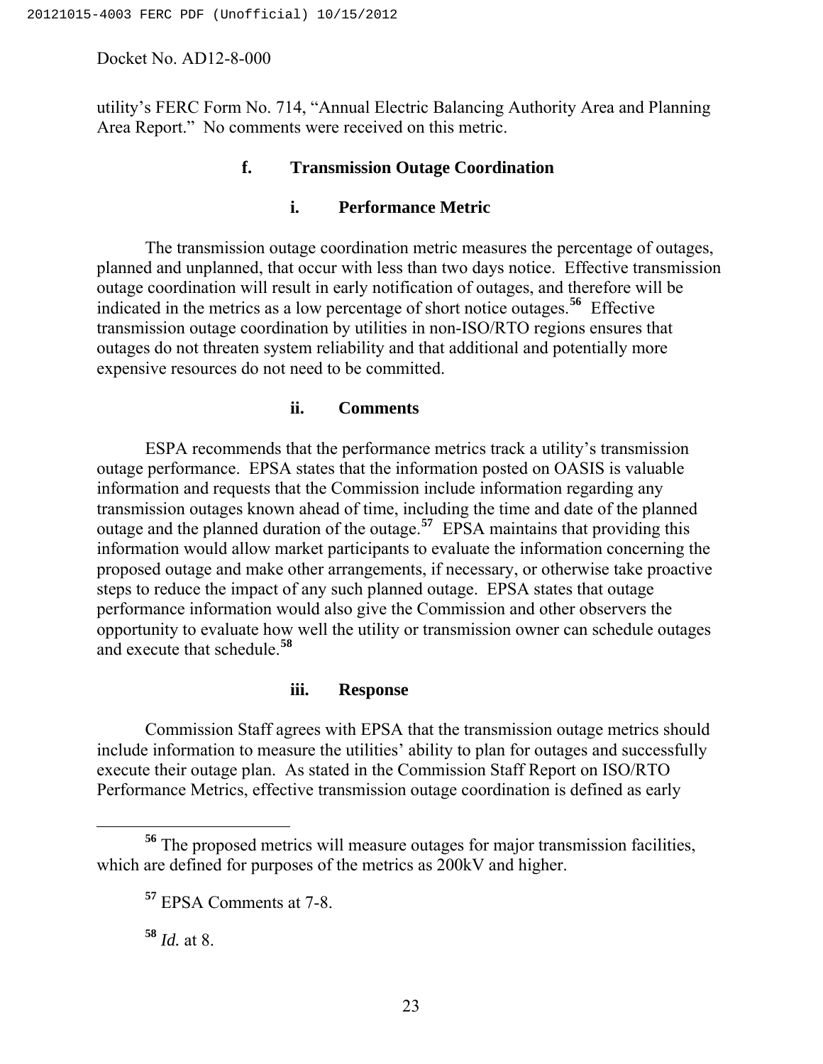utility's FERC Form No. 714, "Annual Electric Balancing Authority Area and Planning Area Report." No comments were received on this metric.

### f. Transmission Outage Coordination

#### i. Performance Metric

The transmission outage coordination metric measures the percentage of outages, planned and unplanned, that occur with less than two days notice. Effective transmission outage coordination will result in early notification of outages, and therefore will be indicated in the metrics as a low percentage of short notice outages.[56] Effective transmission outage coordination by utilities in non-ISO/RTO regions ensures that outages do not threaten system reliability and that additional and potentially more expensive resources do not need to be committed.

#### ii. Comments

ESPA recommends that the performance metrics track a utility's transmission outage performance. EPSA states that the information posted on OASIS is valuable information and requests that the Commission include information regarding any transmission outages known ahead of time, including the time and date of the planned outage and the planned duration of the outage.[57] EPSA maintains that providing this information would allow market participants to evaluate the information concerning the proposed outage and make other arrangements, if necessary, or otherwise take proactive steps to reduce the impact of any such planned outage. EPSA states that outage performance information would also give the Commission and other observers the opportunity to evaluate how well the utility or transmission owner can schedule outages and execute that schedule.[58]

#### iii. Response

Commission Staff agrees with EPSA that the transmission outage metrics should include information to measure the utilities' ability to plan for outages and successfully execute their outage plan. As stated in the Commission Staff Report on ISO/RTO Performance Metrics, effective transmission outage coordination is defined as early

---

[56] The proposed metrics will measure outages for major transmission facilities, which are defined for purposes of the metrics as 200kV and higher.

[57] EPSA Comments at 7-8.

[58] *Id.* at 8.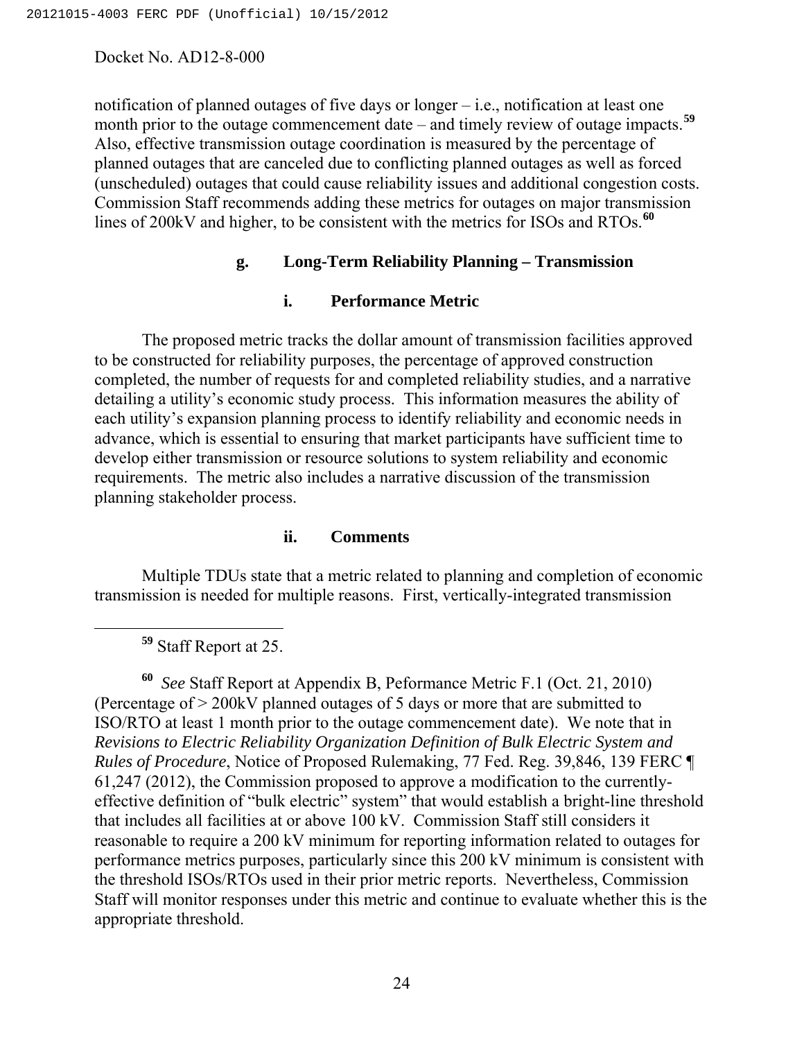notification of planned outages of five days or longer – i.e., notification at least one month prior to the outage commencement date – and timely review of outage impacts.[59] Also, effective transmission outage coordination is measured by the percentage of planned outages that are canceled due to conflicting planned outages as well as forced (unscheduled) outages that could cause reliability issues and additional congestion costs. Commission Staff recommends adding these metrics for outages on major transmission lines of 200kV and higher, to be consistent with the metrics for ISOs and RTOs.[60]

### g. Long-Term Reliability Planning – Transmission

#### i. Performance Metric

The proposed metric tracks the dollar amount of transmission facilities approved to be constructed for reliability purposes, the percentage of approved construction completed, the number of requests for and completed reliability studies, and a narrative detailing a utility's economic study process. This information measures the ability of each utility's expansion planning process to identify reliability and economic needs in advance, which is essential to ensuring that market participants have sufficient time to develop either transmission or resource solutions to system reliability and economic requirements. The metric also includes a narrative discussion of the transmission planning stakeholder process.

#### ii. Comments

Multiple TDUs state that a metric related to planning and completion of economic transmission is needed for multiple reasons. First, vertically-integrated transmission

---

[59] Staff Report at 25.

[60] *See* Staff Report at Appendix B, Peformance Metric F.1 (Oct. 21, 2010) (Percentage of > 200kV planned outages of 5 days or more that are submitted to ISO/RTO at least 1 month prior to the outage commencement date). We note that in *Revisions to Electric Reliability Organization Definition of Bulk Electric System and Rules of Procedure*, Notice of Proposed Rulemaking, 77 Fed. Reg. 39,846, 139 FERC ¶ 61,247 (2012), the Commission proposed to approve a modification to the currently-effective definition of "bulk electric" system" that would establish a bright-line threshold that includes all facilities at or above 100 kV. Commission Staff still considers it reasonable to require a 200 kV minimum for reporting information related to outages for performance metrics purposes, particularly since this 200 kV minimum is consistent with the threshold ISOs/RTOs used in their prior metric reports. Nevertheless, Commission Staff will monitor responses under this metric and continue to evaluate whether this is the appropriate threshold.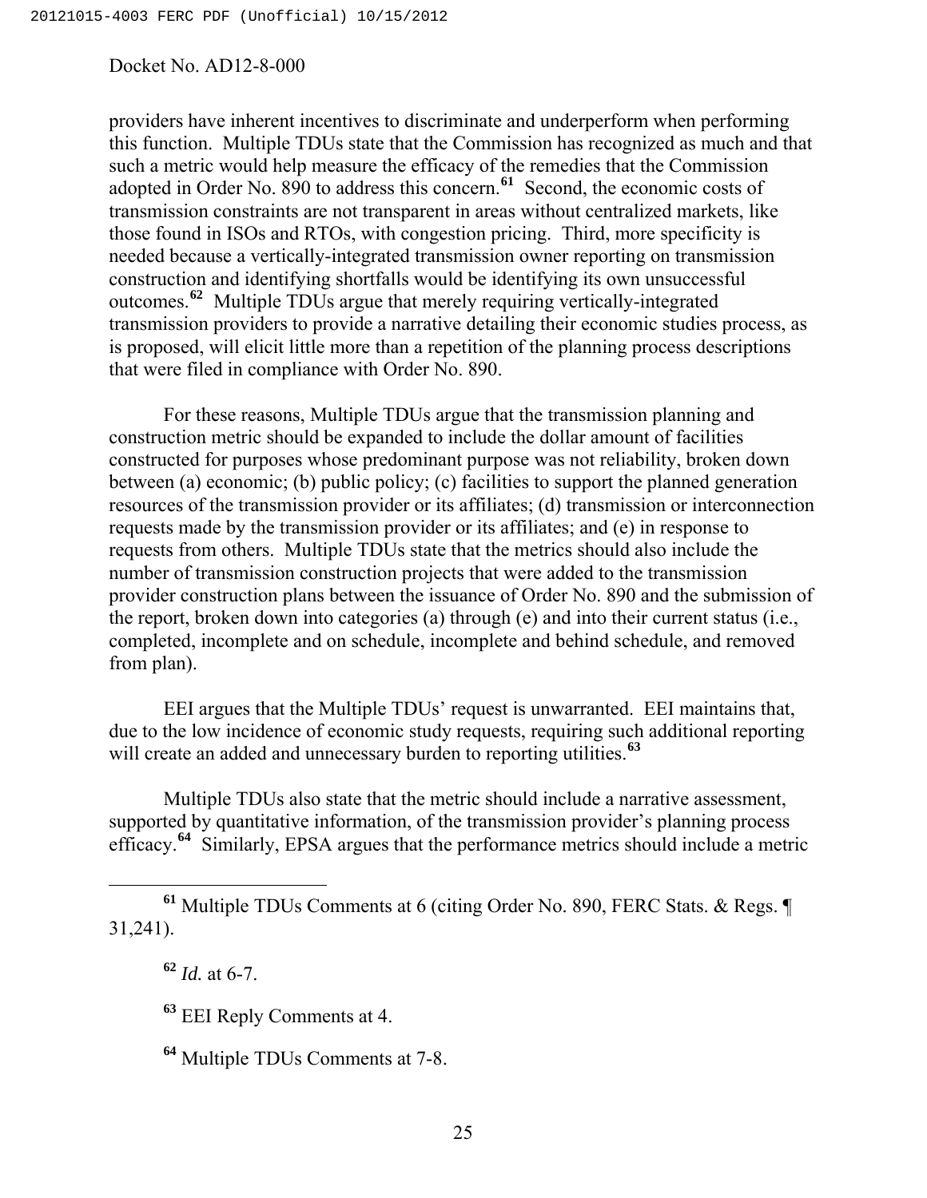providers have inherent incentives to discriminate and underperform when performing this function. Multiple TDUs state that the Commission has recognized as much and that such a metric would help measure the efficacy of the remedies that the Commission adopted in Order No. 890 to address this concern.[61] Second, the economic costs of transmission constraints are not transparent in areas without centralized markets, like those found in ISOs and RTOs, with congestion pricing. Third, more specificity is needed because a vertically-integrated transmission owner reporting on transmission construction and identifying shortfalls would be identifying its own unsuccessful outcomes.[62] Multiple TDUs argue that merely requiring vertically-integrated transmission providers to provide a narrative detailing their economic studies process, as is proposed, will elicit little more than a repetition of the planning process descriptions that were filed in compliance with Order No. 890.

For these reasons, Multiple TDUs argue that the transmission planning and construction metric should be expanded to include the dollar amount of facilities constructed for purposes whose predominant purpose was not reliability, broken down between (a) economic; (b) public policy; (c) facilities to support the planned generation resources of the transmission provider or its affiliates; (d) transmission or interconnection requests made by the transmission provider or its affiliates; and (e) in response to requests from others. Multiple TDUs state that the metrics should also include the number of transmission construction projects that were added to the transmission provider construction plans between the issuance of Order No. 890 and the submission of the report, broken down into categories (a) through (e) and into their current status (i.e., completed, incomplete and on schedule, incomplete and behind schedule, and removed from plan).

EEI argues that the Multiple TDUs' request is unwarranted. EEI maintains that, due to the low incidence of economic study requests, requiring such additional reporting will create an added and unnecessary burden to reporting utilities.[63]

Multiple TDUs also state that the metric should include a narrative assessment, supported by quantitative information, of the transmission provider's planning process efficacy.[64] Similarly, EPSA argues that the performance metrics should include a metric

---

[61] Multiple TDUs Comments at 6 (citing Order No. 890, FERC Stats. & Regs. ¶ 31,241).

[62] *Id.* at 6-7.

[63] EEI Reply Comments at 4.

[64] Multiple TDUs Comments at 7-8.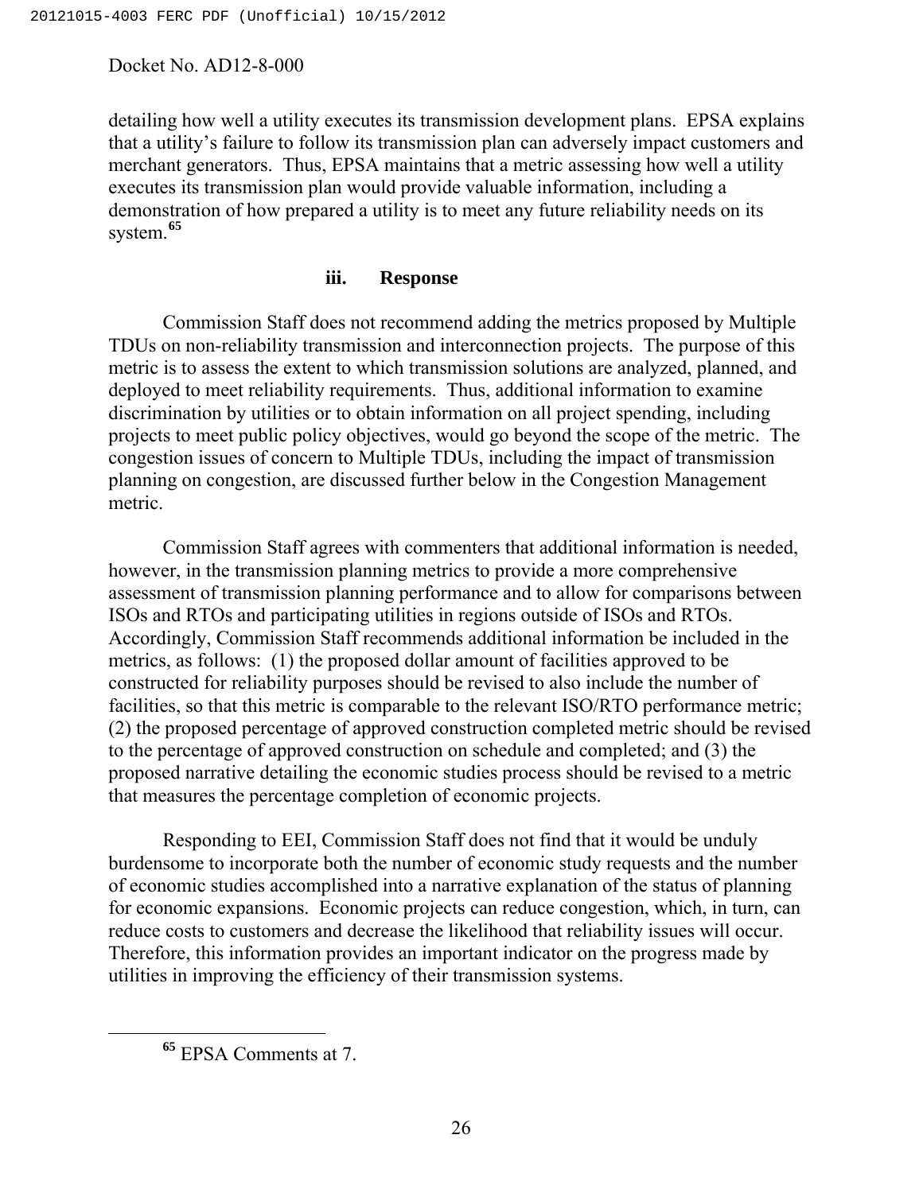detailing how well a utility executes its transmission development plans. EPSA explains that a utility's failure to follow its transmission plan can adversely impact customers and merchant generators. Thus, EPSA maintains that a metric assessing how well a utility executes its transmission plan would provide valuable information, including a demonstration of how prepared a utility is to meet any future reliability needs on its system.[65]

### iii. Response

Commission Staff does not recommend adding the metrics proposed by Multiple TDUs on non-reliability transmission and interconnection projects. The purpose of this metric is to assess the extent to which transmission solutions are analyzed, planned, and deployed to meet reliability requirements. Thus, additional information to examine discrimination by utilities or to obtain information on all project spending, including projects to meet public policy objectives, would go beyond the scope of the metric. The congestion issues of concern to Multiple TDUs, including the impact of transmission planning on congestion, are discussed further below in the Congestion Management metric.

Commission Staff agrees with commenters that additional information is needed, however, in the transmission planning metrics to provide a more comprehensive assessment of transmission planning performance and to allow for comparisons between ISOs and RTOs and participating utilities in regions outside of ISOs and RTOs. Accordingly, Commission Staff recommends additional information be included in the metrics, as follows: (1) the proposed dollar amount of facilities approved to be constructed for reliability purposes should be revised to also include the number of facilities, so that this metric is comparable to the relevant ISO/RTO performance metric; (2) the proposed percentage of approved construction completed metric should be revised to the percentage of approved construction on schedule and completed; and (3) the proposed narrative detailing the economic studies process should be revised to a metric that measures the percentage completion of economic projects.

Responding to EEI, Commission Staff does not find that it would be unduly burdensome to incorporate both the number of economic study requests and the number of economic studies accomplished into a narrative explanation of the status of planning for economic expansions. Economic projects can reduce congestion, which, in turn, can reduce costs to customers and decrease the likelihood that reliability issues will occur. Therefore, this information provides an important indicator on the progress made by utilities in improving the efficiency of their transmission systems.

---

[65] EPSA Comments at 7.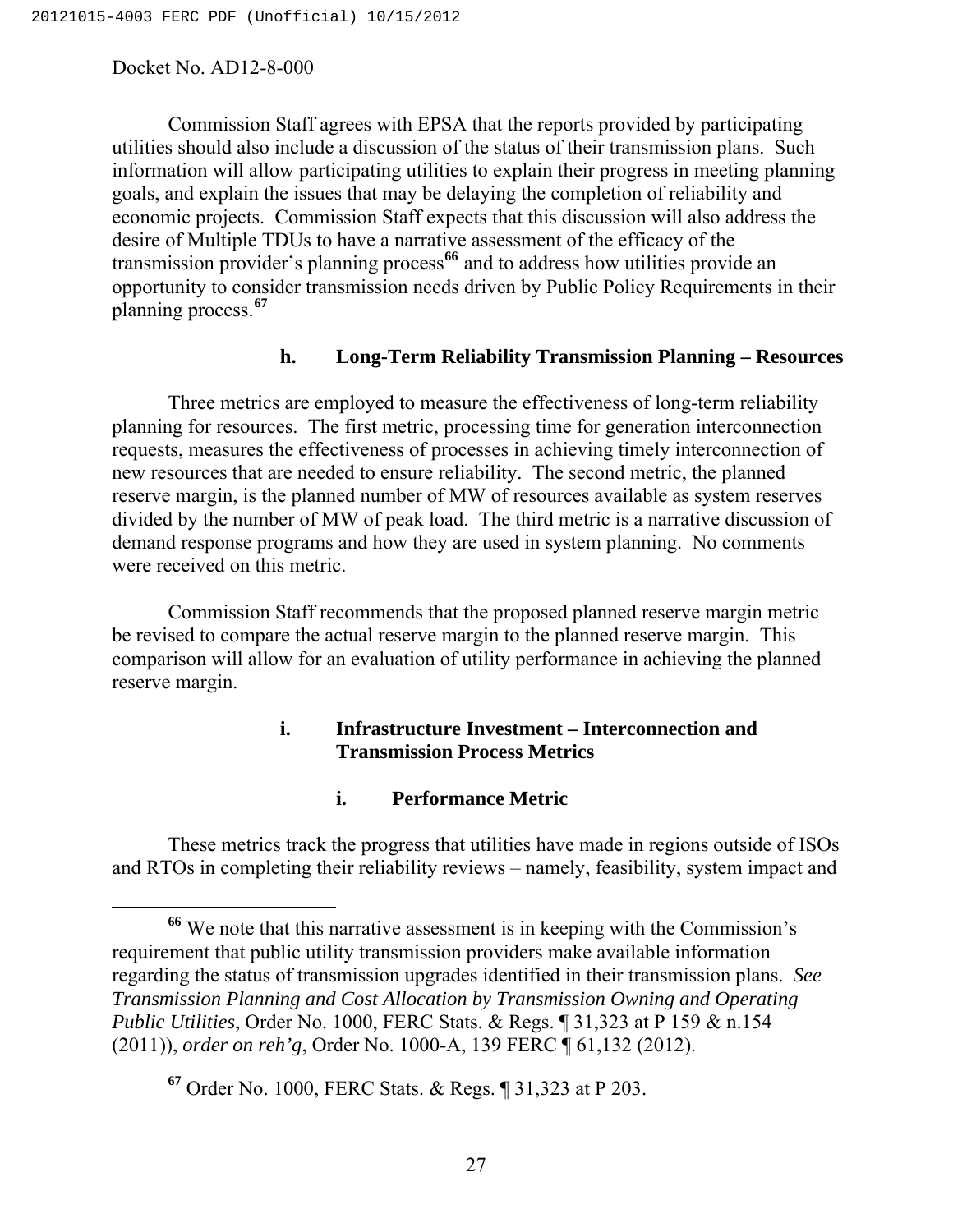Docket No. AD12-8-000

Commission Staff agrees with EPSA that the reports provided by participating utilities should also include a discussion of the status of their transmission plans. Such information will allow participating utilities to explain their progress in meeting planning goals, and explain the issues that may be delaying the completion of reliability and economic projects. Commission Staff expects that this discussion will also address the desire of Multiple TDUs to have a narrative assessment of the efficacy of the transmission provider's planning process[66] and to address how utilities provide an opportunity to consider transmission needs driven by Public Policy Requirements in their planning process.[67]

### h. Long-Term Reliability Transmission Planning – Resources

Three metrics are employed to measure the effectiveness of long-term reliability planning for resources. The first metric, processing time for generation interconnection requests, measures the effectiveness of processes in achieving timely interconnection of new resources that are needed to ensure reliability. The second metric, the planned reserve margin, is the planned number of MW of resources available as system reserves divided by the number of MW of peak load. The third metric is a narrative discussion of demand response programs and how they are used in system planning. No comments were received on this metric.

Commission Staff recommends that the proposed planned reserve margin metric be revised to compare the actual reserve margin to the planned reserve margin. This comparison will allow for an evaluation of utility performance in achieving the planned reserve margin.

### i. Infrastructure Investment – Interconnection and Transmission Process Metrics

#### i. Performance Metric

These metrics track the progress that utilities have made in regions outside of ISOs and RTOs in completing their reliability reviews – namely, feasibility, system impact and

---

[66] We note that this narrative assessment is in keeping with the Commission's requirement that public utility transmission providers make available information regarding the status of transmission upgrades identified in their transmission plans. *See Transmission Planning and Cost Allocation by Transmission Owning and Operating Public Utilities*, Order No. 1000, FERC Stats. & Regs. ¶ 31,323 at P 159 & n.154 (2011)), *order on reh'g*, Order No. 1000-A, 139 FERC ¶ 61,132 (2012).

[67] Order No. 1000, FERC Stats. & Regs. ¶ 31,323 at P 203.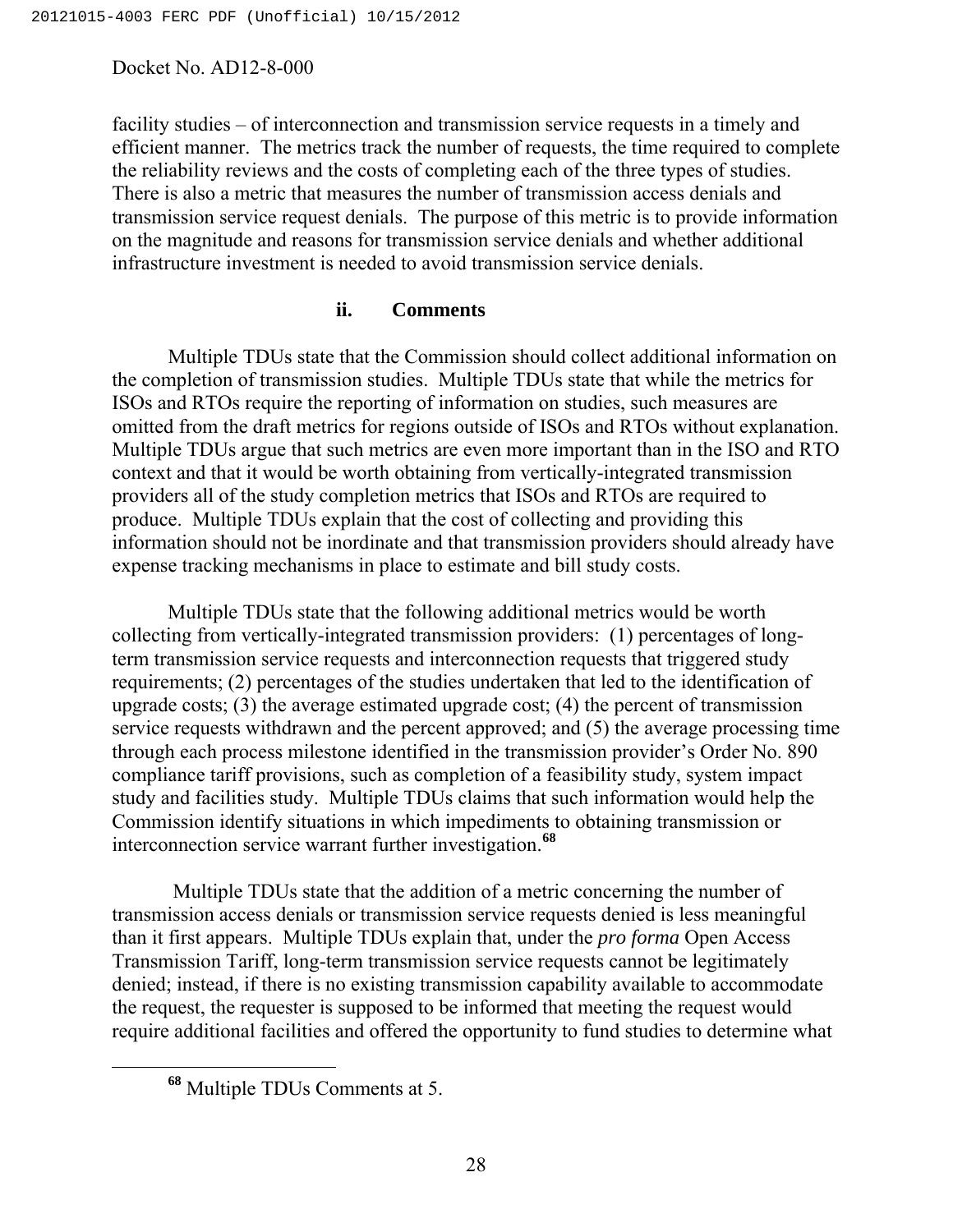facility studies – of interconnection and transmission service requests in a timely and efficient manner. The metrics track the number of requests, the time required to complete the reliability reviews and the costs of completing each of the three types of studies. There is also a metric that measures the number of transmission access denials and transmission service request denials. The purpose of this metric is to provide information on the magnitude and reasons for transmission service denials and whether additional infrastructure investment is needed to avoid transmission service denials.

### ii. Comments

Multiple TDUs state that the Commission should collect additional information on the completion of transmission studies. Multiple TDUs state that while the metrics for ISOs and RTOs require the reporting of information on studies, such measures are omitted from the draft metrics for regions outside of ISOs and RTOs without explanation. Multiple TDUs argue that such metrics are even more important than in the ISO and RTO context and that it would be worth obtaining from vertically-integrated transmission providers all of the study completion metrics that ISOs and RTOs are required to produce. Multiple TDUs explain that the cost of collecting and providing this information should not be inordinate and that transmission providers should already have expense tracking mechanisms in place to estimate and bill study costs.

Multiple TDUs state that the following additional metrics would be worth collecting from vertically-integrated transmission providers: (1) percentages of long-term transmission service requests and interconnection requests that triggered study requirements; (2) percentages of the studies undertaken that led to the identification of upgrade costs; (3) the average estimated upgrade cost; (4) the percent of transmission service requests withdrawn and the percent approved; and (5) the average processing time through each process milestone identified in the transmission provider's Order No. 890 compliance tariff provisions, such as completion of a feasibility study, system impact study and facilities study. Multiple TDUs claims that such information would help the Commission identify situations in which impediments to obtaining transmission or interconnection service warrant further investigation.[68]

Multiple TDUs state that the addition of a metric concerning the number of transmission access denials or transmission service requests denied is less meaningful than it first appears. Multiple TDUs explain that, under the *pro forma* Open Access Transmission Tariff, long-term transmission service requests cannot be legitimately denied; instead, if there is no existing transmission capability available to accommodate the request, the requester is supposed to be informed that meeting the request would require additional facilities and offered the opportunity to fund studies to determine what

[68] Multiple TDUs Comments at 5.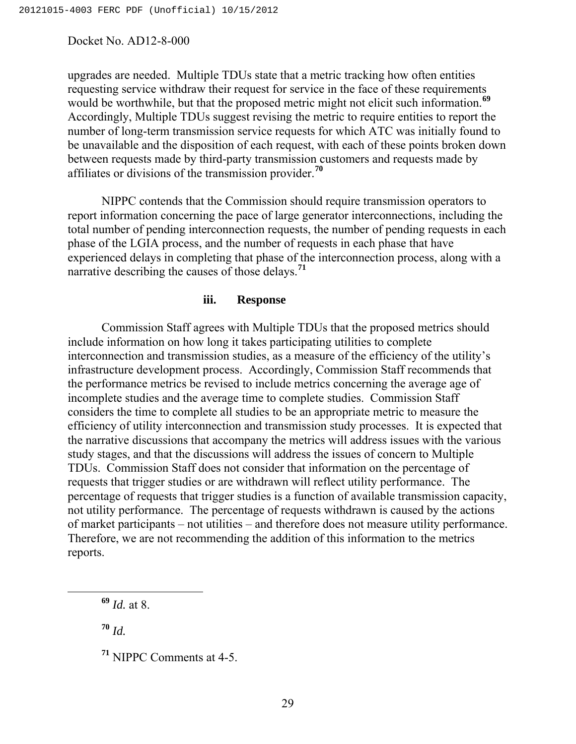upgrades are needed. Multiple TDUs state that a metric tracking how often entities requesting service withdraw their request for service in the face of these requirements would be worthwhile, but that the proposed metric might not elicit such information.[69] Accordingly, Multiple TDUs suggest revising the metric to require entities to report the number of long-term transmission service requests for which ATC was initially found to be unavailable and the disposition of each request, with each of these points broken down between requests made by third-party transmission customers and requests made by affiliates or divisions of the transmission provider.[70]

NIPPC contends that the Commission should require transmission operators to report information concerning the pace of large generator interconnections, including the total number of pending interconnection requests, the number of pending requests in each phase of the LGIA process, and the number of requests in each phase that have experienced delays in completing that phase of the interconnection process, along with a narrative describing the causes of those delays.[71]

### iii. Response

Commission Staff agrees with Multiple TDUs that the proposed metrics should include information on how long it takes participating utilities to complete interconnection and transmission studies, as a measure of the efficiency of the utility's infrastructure development process. Accordingly, Commission Staff recommends that the performance metrics be revised to include metrics concerning the average age of incomplete studies and the average time to complete studies. Commission Staff considers the time to complete all studies to be an appropriate metric to measure the efficiency of utility interconnection and transmission study processes. It is expected that the narrative discussions that accompany the metrics will address issues with the various study stages, and that the discussions will address the issues of concern to Multiple TDUs. Commission Staff does not consider that information on the percentage of requests that trigger studies or are withdrawn will reflect utility performance. The percentage of requests that trigger studies is a function of available transmission capacity, not utility performance. The percentage of requests withdrawn is caused by the actions of market participants – not utilities – and therefore does not measure utility performance. Therefore, we are not recommending the addition of this information to the metrics reports.

---

[69] *Id.* at 8.

[70] *Id.*

[71] NIPPC Comments at 4-5.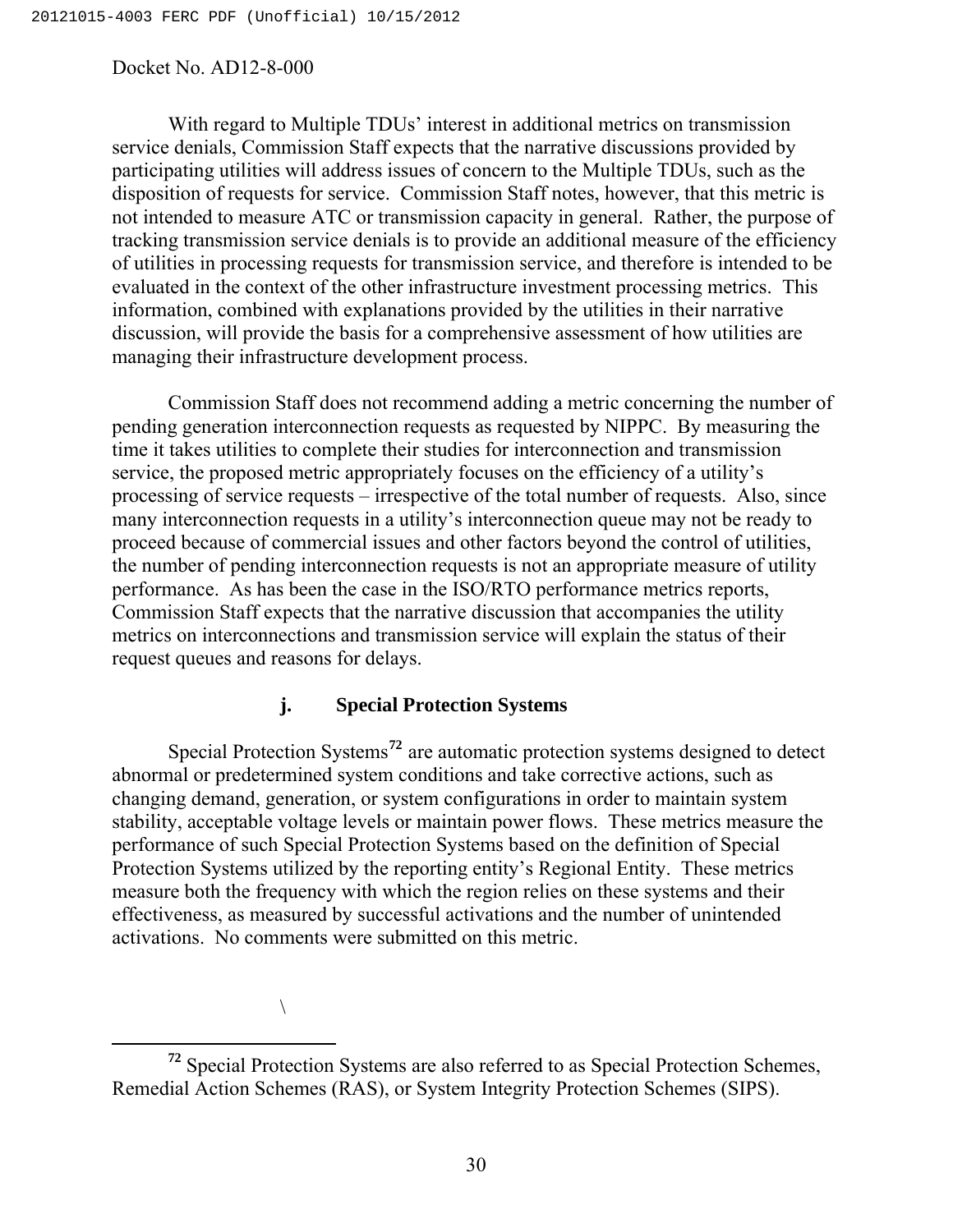With regard to Multiple TDUs' interest in additional metrics on transmission service denials, Commission Staff expects that the narrative discussions provided by participating utilities will address issues of concern to the Multiple TDUs, such as the disposition of requests for service. Commission Staff notes, however, that this metric is not intended to measure ATC or transmission capacity in general. Rather, the purpose of tracking transmission service denials is to provide an additional measure of the efficiency of utilities in processing requests for transmission service, and therefore is intended to be evaluated in the context of the other infrastructure investment processing metrics. This information, combined with explanations provided by the utilities in their narrative discussion, will provide the basis for a comprehensive assessment of how utilities are managing their infrastructure development process.

Commission Staff does not recommend adding a metric concerning the number of pending generation interconnection requests as requested by NIPPC. By measuring the time it takes utilities to complete their studies for interconnection and transmission service, the proposed metric appropriately focuses on the efficiency of a utility's processing of service requests – irrespective of the total number of requests. Also, since many interconnection requests in a utility's interconnection queue may not be ready to proceed because of commercial issues and other factors beyond the control of utilities, the number of pending interconnection requests is not an appropriate measure of utility performance. As has been the case in the ISO/RTO performance metrics reports, Commission Staff expects that the narrative discussion that accompanies the utility metrics on interconnections and transmission service will explain the status of their request queues and reasons for delays.

### j. Special Protection Systems

Special Protection Systems[72] are automatic protection systems designed to detect abnormal or predetermined system conditions and take corrective actions, such as changing demand, generation, or system configurations in order to maintain system stability, acceptable voltage levels or maintain power flows. These metrics measure the performance of such Special Protection Systems based on the definition of Special Protection Systems utilized by the reporting entity's Regional Entity. These metrics measure both the frequency with which the region relies on these systems and their effectiveness, as measured by successful activations and the number of unintended activations. No comments were submitted on this metric.

\

[72] Special Protection Systems are also referred to as Special Protection Schemes, Remedial Action Schemes (RAS), or System Integrity Protection Schemes (SIPS).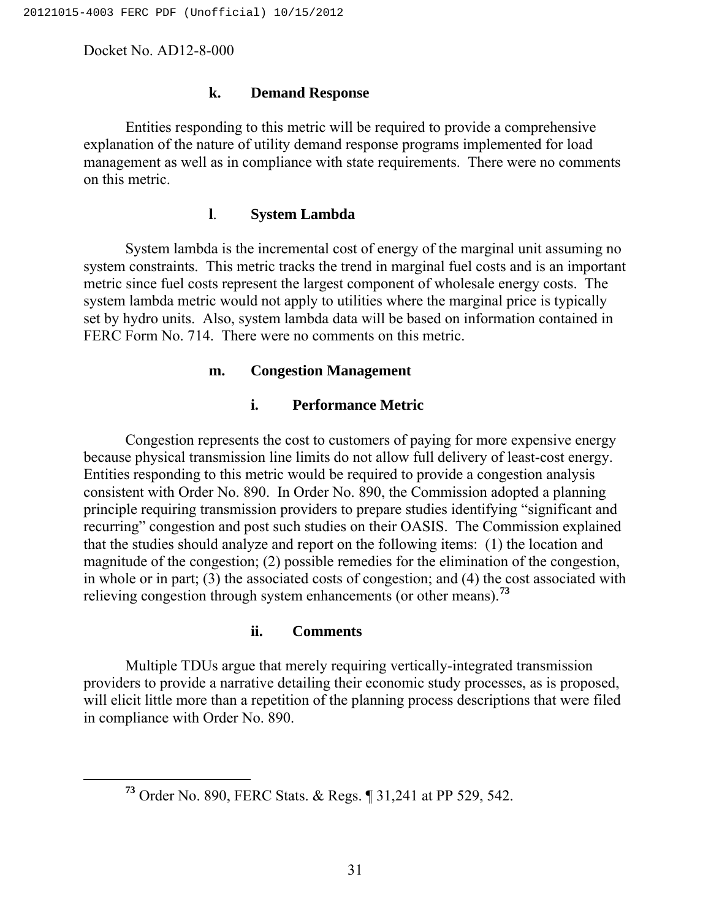Docket No. AD12-8-000

### k. Demand Response

Entities responding to this metric will be required to provide a comprehensive explanation of the nature of utility demand response programs implemented for load management as well as in compliance with state requirements. There were no comments on this metric.

### l. System Lambda

System lambda is the incremental cost of energy of the marginal unit assuming no system constraints. This metric tracks the trend in marginal fuel costs and is an important metric since fuel costs represent the largest component of wholesale energy costs. The system lambda metric would not apply to utilities where the marginal price is typically set by hydro units. Also, system lambda data will be based on information contained in FERC Form No. 714. There were no comments on this metric.

### m. Congestion Management

#### i. Performance Metric

Congestion represents the cost to customers of paying for more expensive energy because physical transmission line limits do not allow full delivery of least-cost energy. Entities responding to this metric would be required to provide a congestion analysis consistent with Order No. 890. In Order No. 890, the Commission adopted a planning principle requiring transmission providers to prepare studies identifying "significant and recurring" congestion and post such studies on their OASIS. The Commission explained that the studies should analyze and report on the following items: (1) the location and magnitude of the congestion; (2) possible remedies for the elimination of the congestion, in whole or in part; (3) the associated costs of congestion; and (4) the cost associated with relieving congestion through system enhancements (or other means).[73]

#### ii. Comments

Multiple TDUs argue that merely requiring vertically-integrated transmission providers to provide a narrative detailing their economic study processes, as is proposed, will elicit little more than a repetition of the planning process descriptions that were filed in compliance with Order No. 890.

[73] Order No. 890, FERC Stats. & Regs. ¶ 31,241 at PP 529, 542.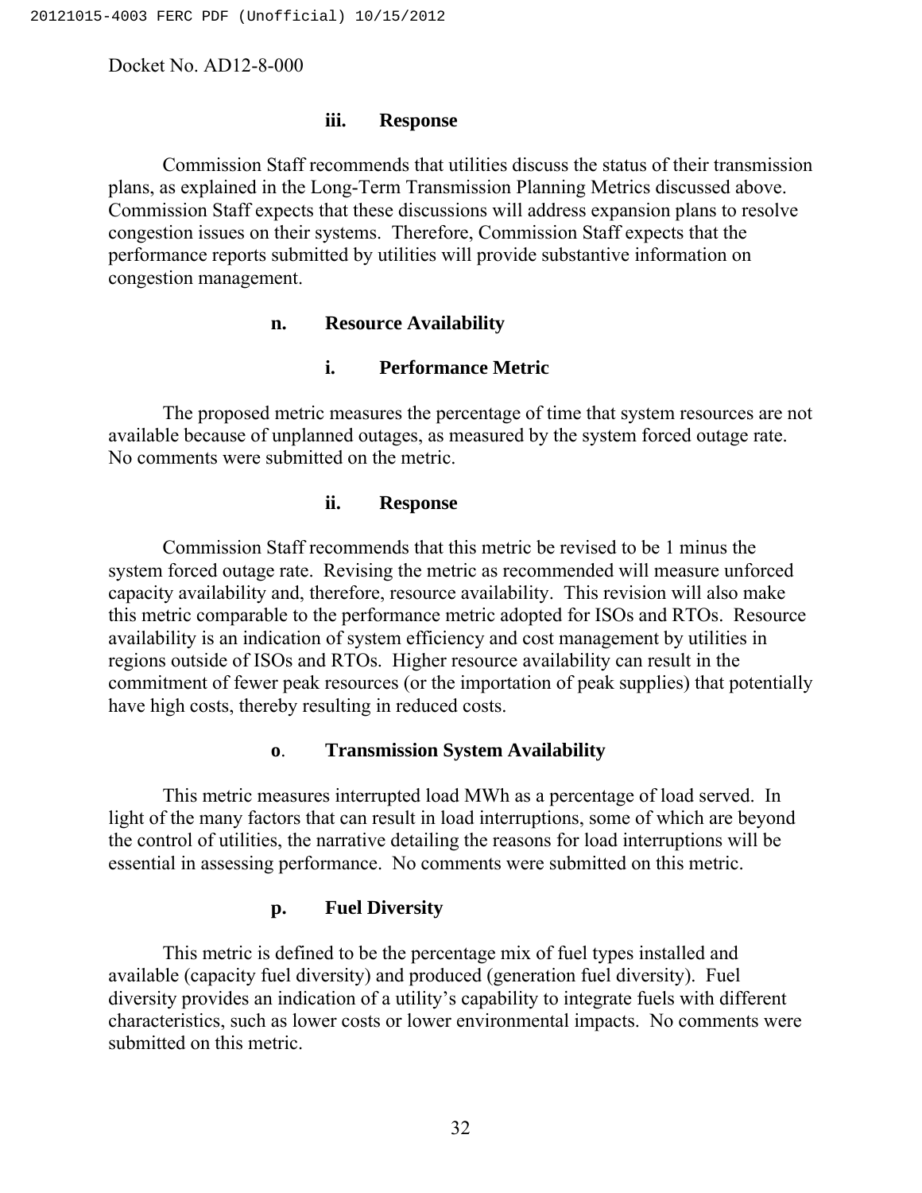#### iii. Response

Commission Staff recommends that utilities discuss the status of their transmission plans, as explained in the Long-Term Transmission Planning Metrics discussed above. Commission Staff expects that these discussions will address expansion plans to resolve congestion issues on their systems. Therefore, Commission Staff expects that the performance reports submitted by utilities will provide substantive information on congestion management.

### n. Resource Availability

#### i. Performance Metric

The proposed metric measures the percentage of time that system resources are not available because of unplanned outages, as measured by the system forced outage rate. No comments were submitted on the metric.

#### ii. Response

Commission Staff recommends that this metric be revised to be 1 minus the system forced outage rate. Revising the metric as recommended will measure unforced capacity availability and, therefore, resource availability. This revision will also make this metric comparable to the performance metric adopted for ISOs and RTOs. Resource availability is an indication of system efficiency and cost management by utilities in regions outside of ISOs and RTOs. Higher resource availability can result in the commitment of fewer peak resources (or the importation of peak supplies) that potentially have high costs, thereby resulting in reduced costs.

### o. Transmission System Availability

This metric measures interrupted load MWh as a percentage of load served. In light of the many factors that can result in load interruptions, some of which are beyond the control of utilities, the narrative detailing the reasons for load interruptions will be essential in assessing performance. No comments were submitted on this metric.

### p. Fuel Diversity

This metric is defined to be the percentage mix of fuel types installed and available (capacity fuel diversity) and produced (generation fuel diversity). Fuel diversity provides an indication of a utility's capability to integrate fuels with different characteristics, such as lower costs or lower environmental impacts. No comments were submitted on this metric.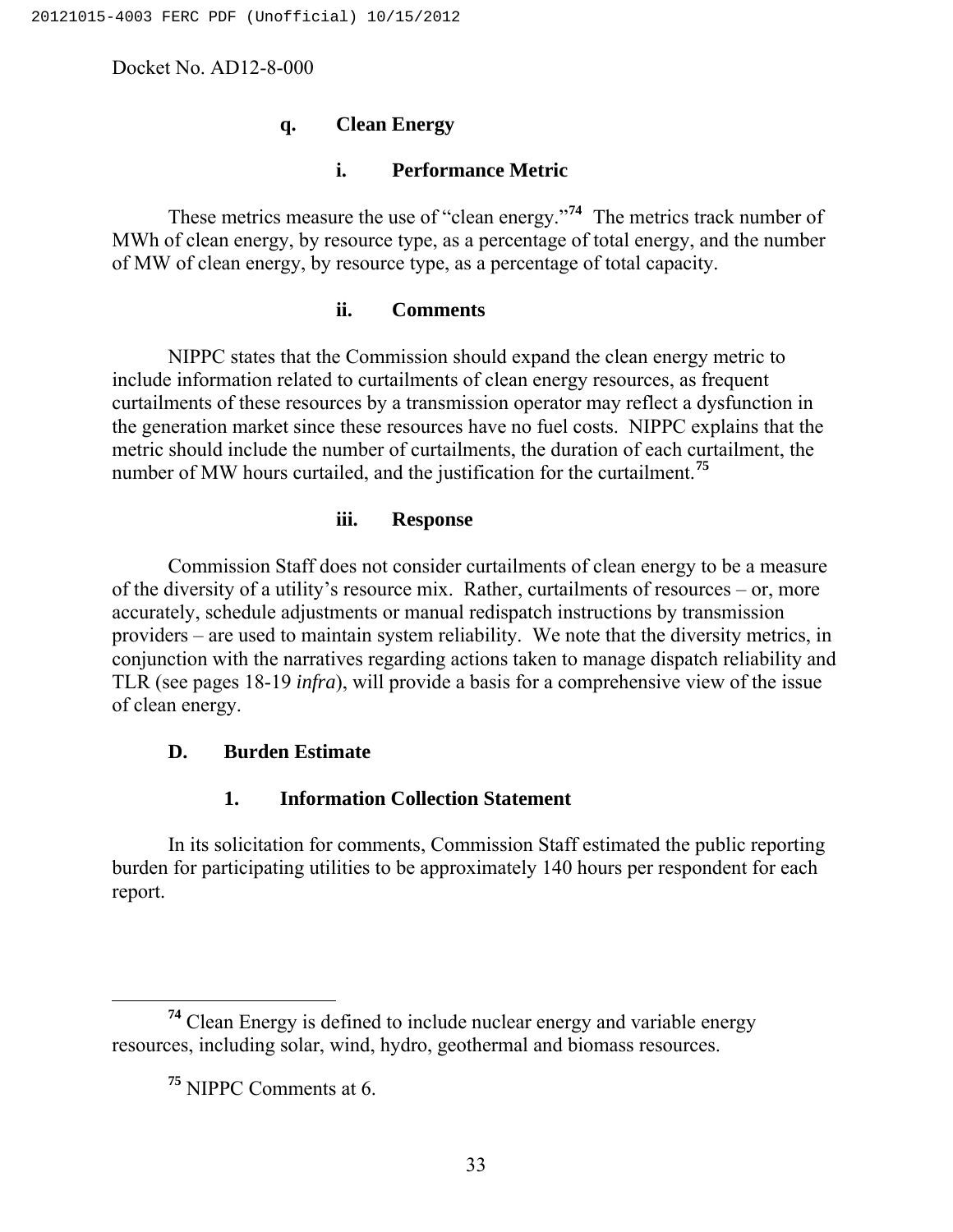### q. Clean Energy

#### i. Performance Metric

These metrics measure the use of "clean energy."[74] The metrics track number of MWh of clean energy, by resource type, as a percentage of total energy, and the number of MW of clean energy, by resource type, as a percentage of total capacity.

#### ii. Comments

NIPPC states that the Commission should expand the clean energy metric to include information related to curtailments of clean energy resources, as frequent curtailments of these resources by a transmission operator may reflect a dysfunction in the generation market since these resources have no fuel costs. NIPPC explains that the metric should include the number of curtailments, the duration of each curtailment, the number of MW hours curtailed, and the justification for the curtailment.[75]

#### iii. Response

Commission Staff does not consider curtailments of clean energy to be a measure of the diversity of a utility's resource mix. Rather, curtailments of resources – or, more accurately, schedule adjustments or manual redispatch instructions by transmission providers – are used to maintain system reliability. We note that the diversity metrics, in conjunction with the narratives regarding actions taken to manage dispatch reliability and TLR (see pages 18-19 *infra*), will provide a basis for a comprehensive view of the issue of clean energy.

## D. Burden Estimate

### 1. Information Collection Statement

In its solicitation for comments, Commission Staff estimated the public reporting burden for participating utilities to be approximately 140 hours per respondent for each report.

---

[74] Clean Energy is defined to include nuclear energy and variable energy resources, including solar, wind, hydro, geothermal and biomass resources.

[75] NIPPC Comments at 6.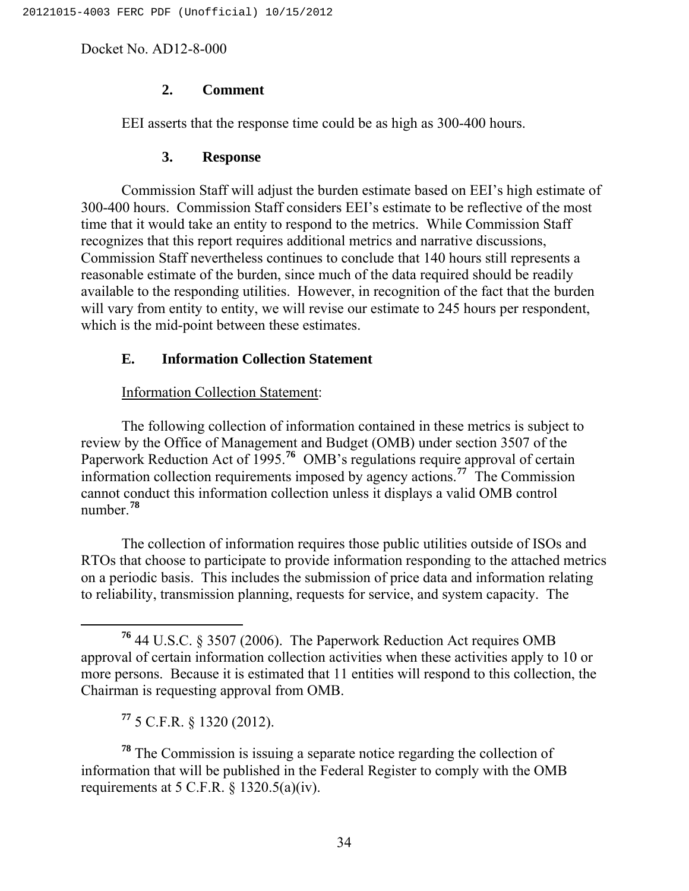### 2. Comment

EEI asserts that the response time could be as high as 300-400 hours.

### 3. Response

Commission Staff will adjust the burden estimate based on EEI's high estimate of 300-400 hours. Commission Staff considers EEI's estimate to be reflective of the most time that it would take an entity to respond to the metrics. While Commission Staff recognizes that this report requires additional metrics and narrative discussions, Commission Staff nevertheless continues to conclude that 140 hours still represents a reasonable estimate of the burden, since much of the data required should be readily available to the responding utilities. However, in recognition of the fact that the burden will vary from entity to entity, we will revise our estimate to 245 hours per respondent, which is the mid-point between these estimates.

## E. Information Collection Statement

Information Collection Statement:

The following collection of information contained in these metrics is subject to review by the Office of Management and Budget (OMB) under section 3507 of the Paperwork Reduction Act of 1995.[76] OMB's regulations require approval of certain information collection requirements imposed by agency actions.[77] The Commission cannot conduct this information collection unless it displays a valid OMB control number.[78]

The collection of information requires those public utilities outside of ISOs and RTOs that choose to participate to provide information responding to the attached metrics on a periodic basis. This includes the submission of price data and information relating to reliability, transmission planning, requests for service, and system capacity. The

---

[76] 44 U.S.C. § 3507 (2006). The Paperwork Reduction Act requires OMB approval of certain information collection activities when these activities apply to 10 or more persons. Because it is estimated that 11 entities will respond to this collection, the Chairman is requesting approval from OMB.

[77] 5 C.F.R. § 1320 (2012).

[78] The Commission is issuing a separate notice regarding the collection of information that will be published in the Federal Register to comply with the OMB requirements at 5 C.F.R. § 1320.5(a)(iv).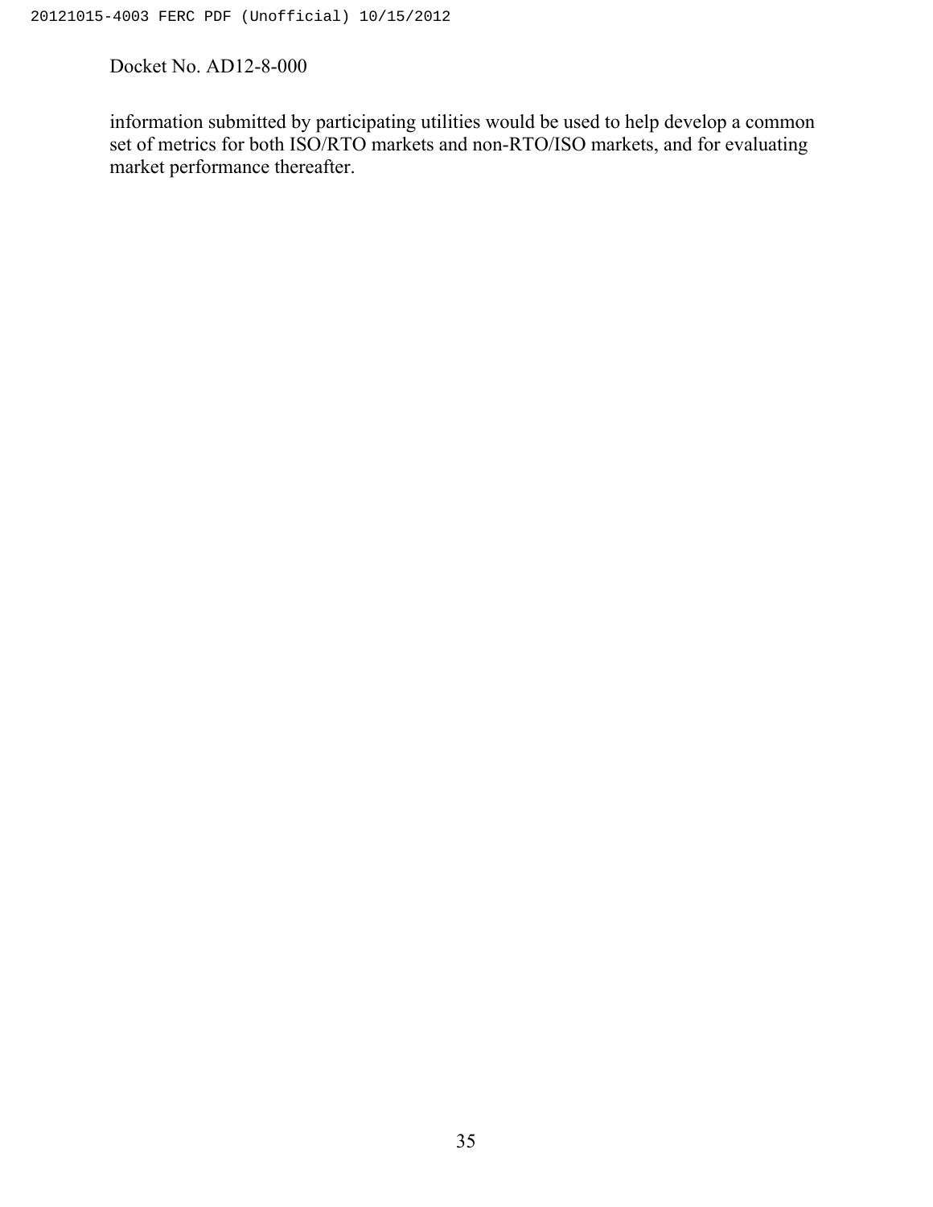information submitted by participating utilities would be used to help develop a common set of metrics for both ISO/RTO markets and non-RTO/ISO markets, and for evaluating market performance thereafter.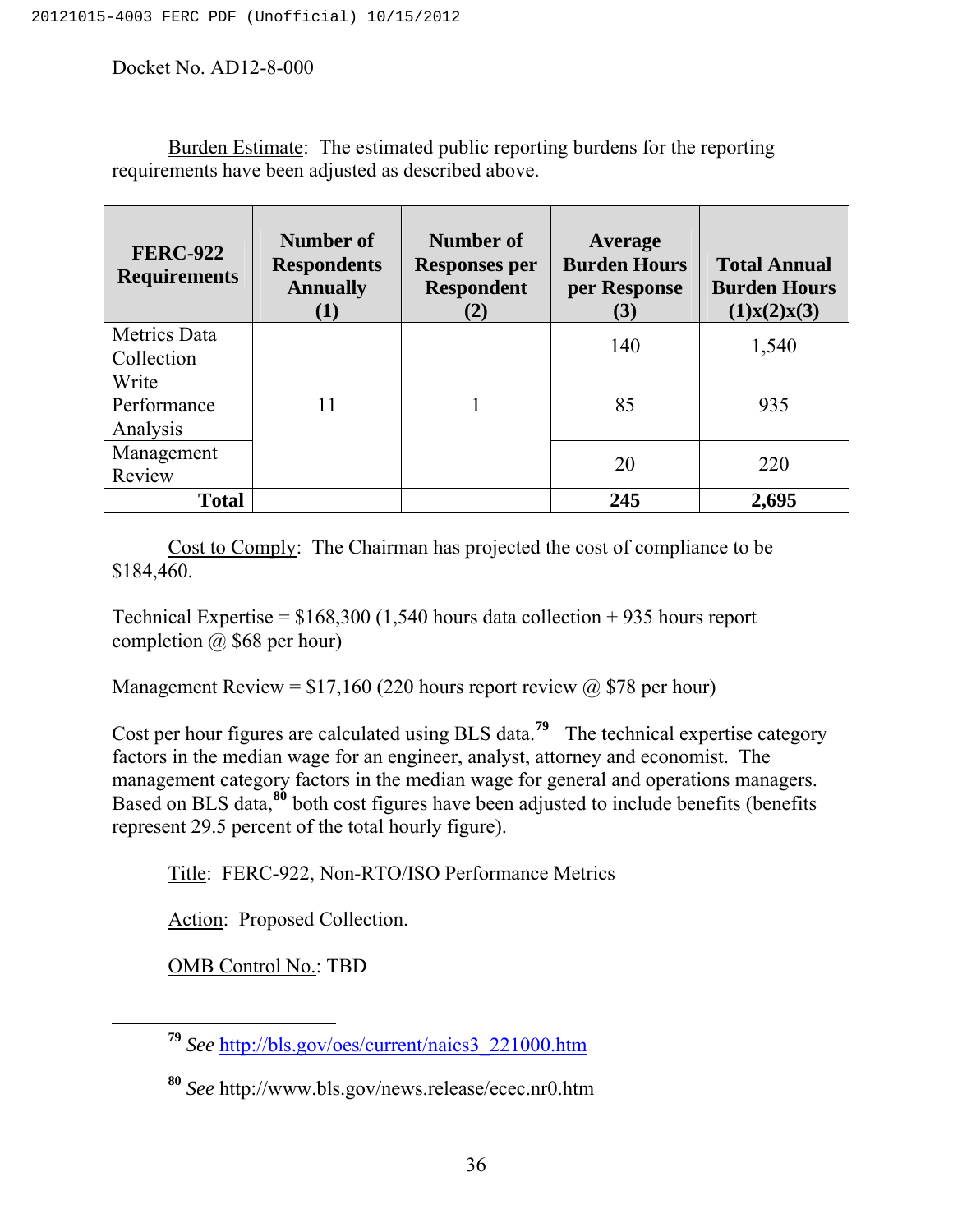Docket No. AD12-8-000

Burden Estimate: The estimated public reporting burdens for the reporting requirements have been adjusted as described above.

| FERC-922 Requirements | Number of Respondents Annually (1) | Number of Responses per Respondent (2) | Average Burden Hours per Response (3) | Total Annual Burden Hours (1)x(2)x(3) |
|---|---|---|---|---|
| Metrics Data Collection | 11 | 1 | 140 | 1,540 |
| Write Performance Analysis | | | 85 | 935 |
| Management Review | | | 20 | 220 |
| **Total** | | | **245** | **2,695** |

Cost to Comply: The Chairman has projected the cost of compliance to be $184,460.

Technical Expertise = $168,300 (1,540 hours data collection + 935 hours report completion @ $68 per hour)

Management Review = $17,160 (220 hours report review @ $78 per hour)

Cost per hour figures are calculated using BLS data.[79] The technical expertise category factors in the median wage for an engineer, analyst, attorney and economist. The management category factors in the median wage for general and operations managers. Based on BLS data,[80] both cost figures have been adjusted to include benefits (benefits represent 29.5 percent of the total hourly figure).

Title: FERC-922, Non-RTO/ISO Performance Metrics

Action: Proposed Collection.

OMB Control No.: TBD

---

[79] *See* http://bls.gov/oes/current/naics3_221000.htm

[80] *See* http://www.bls.gov/news.release/ecec.nr0.htm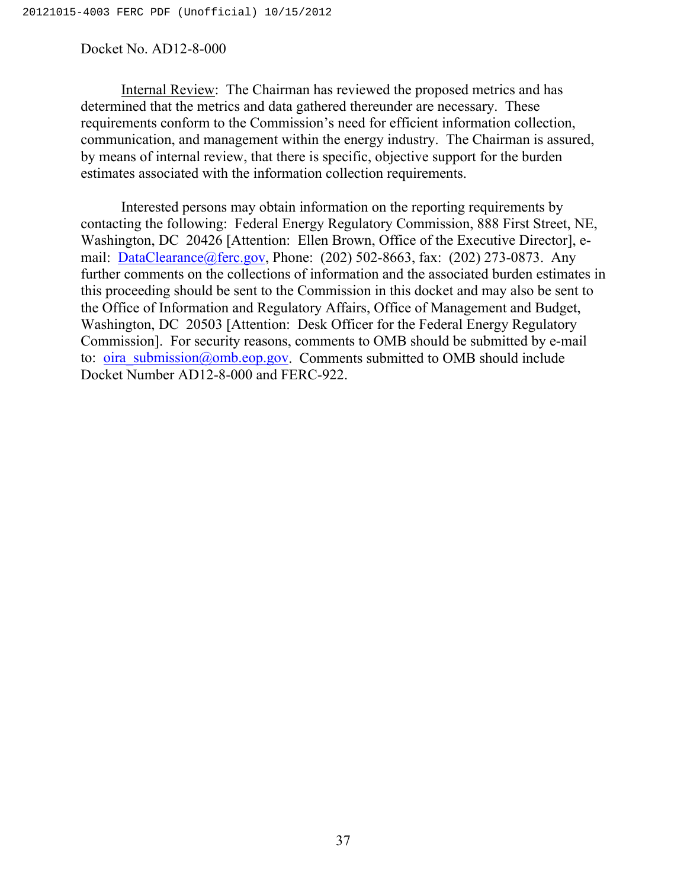Docket No. AD12-8-000

Internal Review: The Chairman has reviewed the proposed metrics and has determined that the metrics and data gathered thereunder are necessary. These requirements conform to the Commission's need for efficient information collection, communication, and management within the energy industry. The Chairman is assured, by means of internal review, that there is specific, objective support for the burden estimates associated with the information collection requirements.

Interested persons may obtain information on the reporting requirements by contacting the following: Federal Energy Regulatory Commission, 888 First Street, NE, Washington, DC 20426 [Attention: Ellen Brown, Office of the Executive Director], e-mail: DataClearance@ferc.gov, Phone: (202) 502-8663, fax: (202) 273-0873. Any further comments on the collections of information and the associated burden estimates in this proceeding should be sent to the Commission in this docket and may also be sent to the Office of Information and Regulatory Affairs, Office of Management and Budget, Washington, DC 20503 [Attention: Desk Officer for the Federal Energy Regulatory Commission]. For security reasons, comments to OMB should be submitted by e-mail to: oira_submission@omb.eop.gov. Comments submitted to OMB should include Docket Number AD12-8-000 and FERC-922.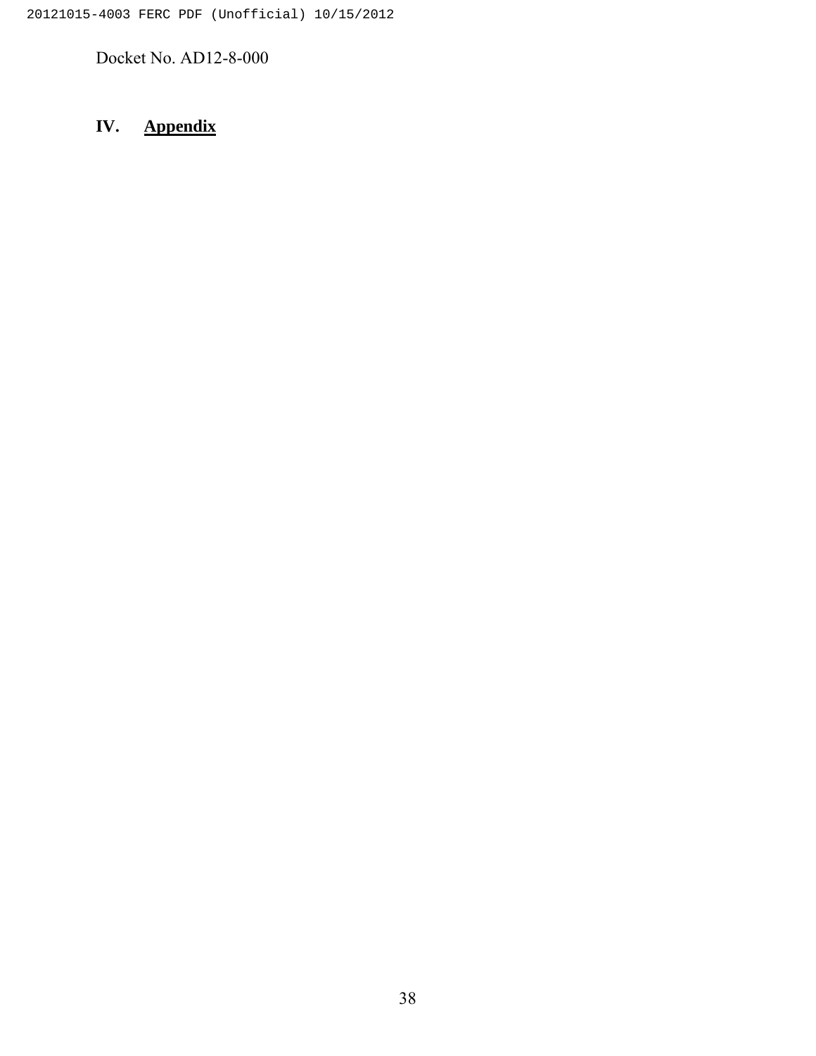Docket No. AD12-8-000

## IV. Appendix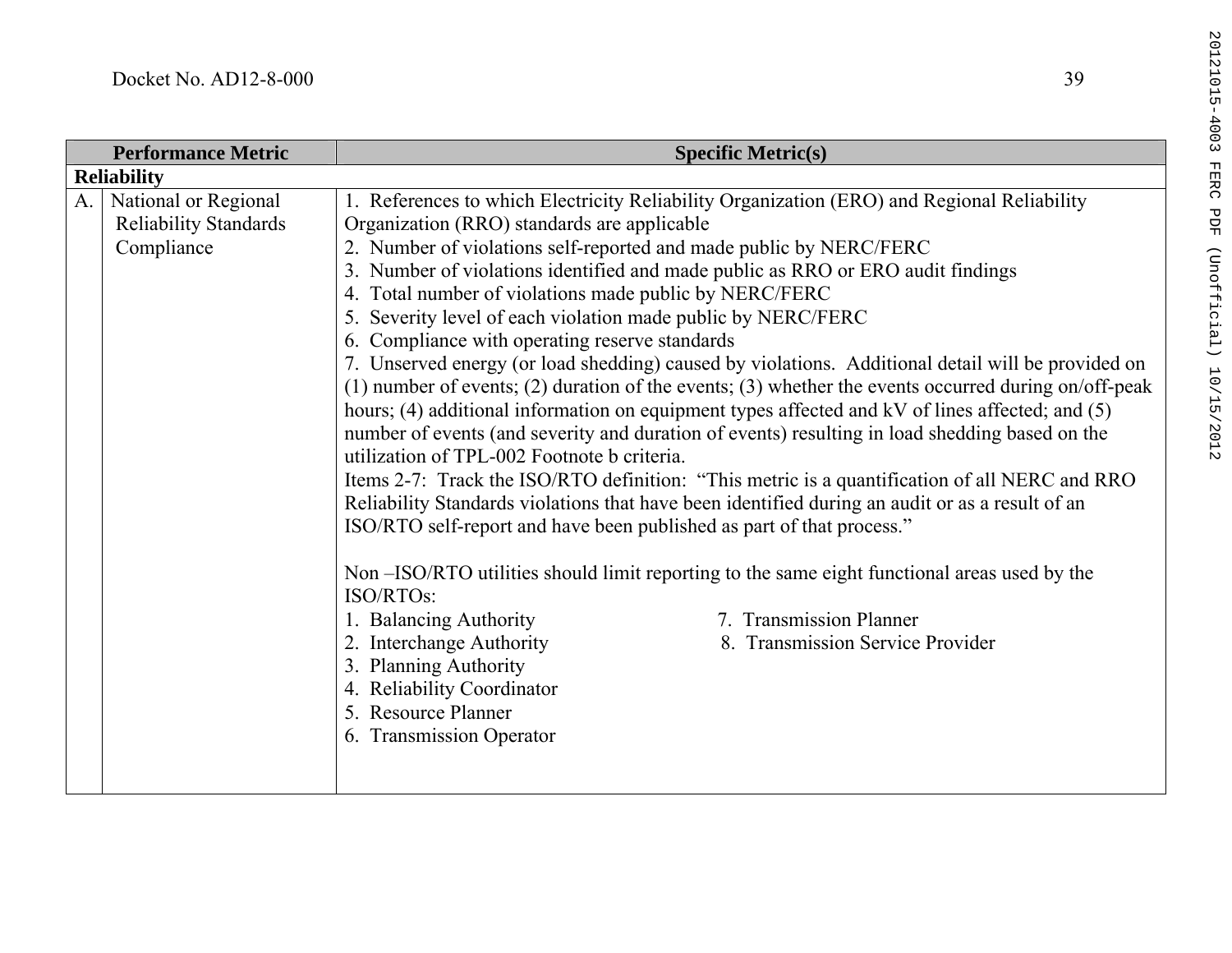| Performance Metric | Specific Metric(s) |
|---|---|
| **Reliability** | |
| A. National or Regional Reliability Standards Compliance | 1. References to which Electricity Reliability Organization (ERO) and Regional Reliability Organization (RRO) standards are applicable<br>2. Number of violations self-reported and made public by NERC/FERC<br>3. Number of violations identified and made public as RRO or ERO audit findings<br>4. Total number of violations made public by NERC/FERC<br>5. Severity level of each violation made public by NERC/FERC<br>6. Compliance with operating reserve standards<br>7. Unserved energy (or load shedding) caused by violations. Additional detail will be provided on (1) number of events; (2) duration of the events; (3) whether the events occurred during on/off-peak hours; (4) additional information on equipment types affected and kV of lines affected; and (5) number of events (and severity and duration of events) resulting in load shedding based on the utilization of TPL-002 Footnote b criteria.<br>Items 2-7: Track the ISO/RTO definition: "This metric is a quantification of all NERC and RRO Reliability Standards violations that have been identified during an audit or as a result of an ISO/RTO self-report and have been published as part of that process."<br><br>Non –ISO/RTO utilities should limit reporting to the same eight functional areas used by the ISO/RTOs:<br>1. Balancing Authority<br>2. Interchange Authority<br>3. Planning Authority<br>4. Reliability Coordinator<br>5. Resource Planner<br>6. Transmission Operator<br>7. Transmission Planner<br>8. Transmission Service Provider |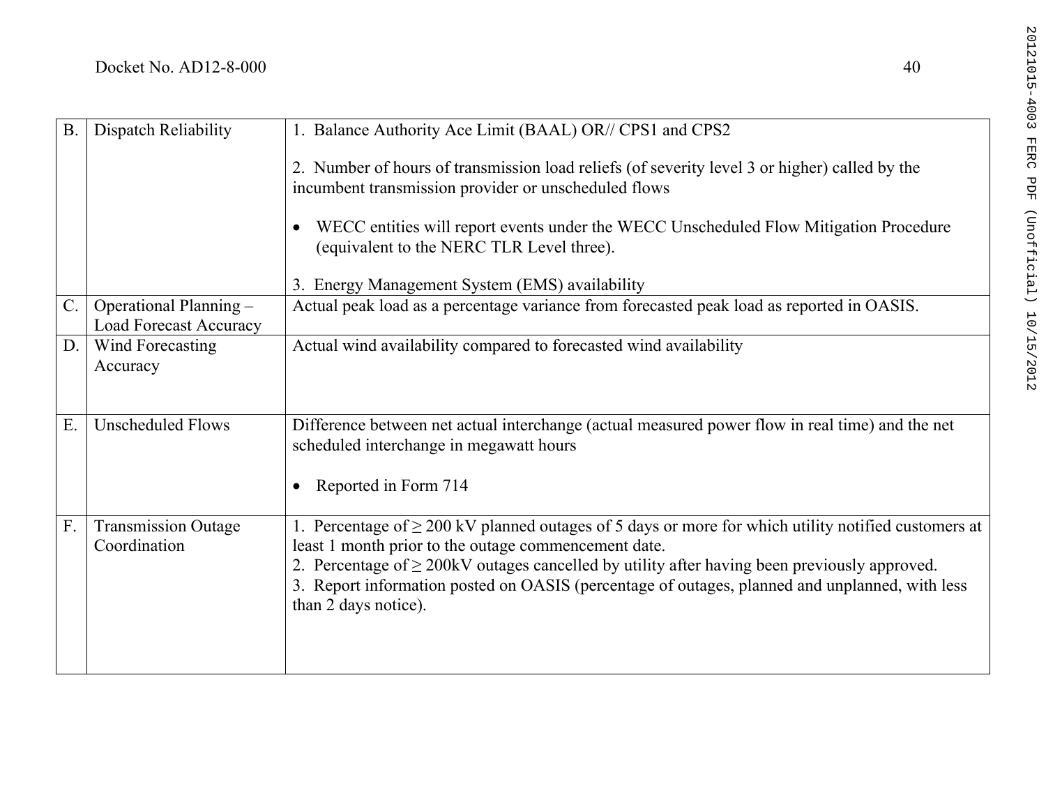| | | |
|---|---|---|
| B. | Dispatch Reliability | 1. Balance Authority Ace Limit (BAAL) OR// CPS1 and CPS2<br><br>2. Number of hours of transmission load reliefs (of severity level 3 or higher) called by the incumbent transmission provider or unscheduled flows<br><br>• WECC entities will report events under the WECC Unscheduled Flow Mitigation Procedure (equivalent to the NERC TLR Level three).<br><br>3. Energy Management System (EMS) availability |
| C. | Operational Planning – Load Forecast Accuracy | Actual peak load as a percentage variance from forecasted peak load as reported in OASIS. |
| D. | Wind Forecasting Accuracy | Actual wind availability compared to forecasted wind availability |
| E. | Unscheduled Flows | Difference between net actual interchange (actual measured power flow in real time) and the net scheduled interchange in megawatt hours<br><br>• Reported in Form 714 |
| F. | Transmission Outage Coordination | 1. Percentage of ≥ 200 kV planned outages of 5 days or more for which utility notified customers at least 1 month prior to the outage commencement date.<br>2. Percentage of ≥ 200kV outages cancelled by utility after having been previously approved.<br>3. Report information posted on OASIS (percentage of outages, planned and unplanned, with less than 2 days notice). |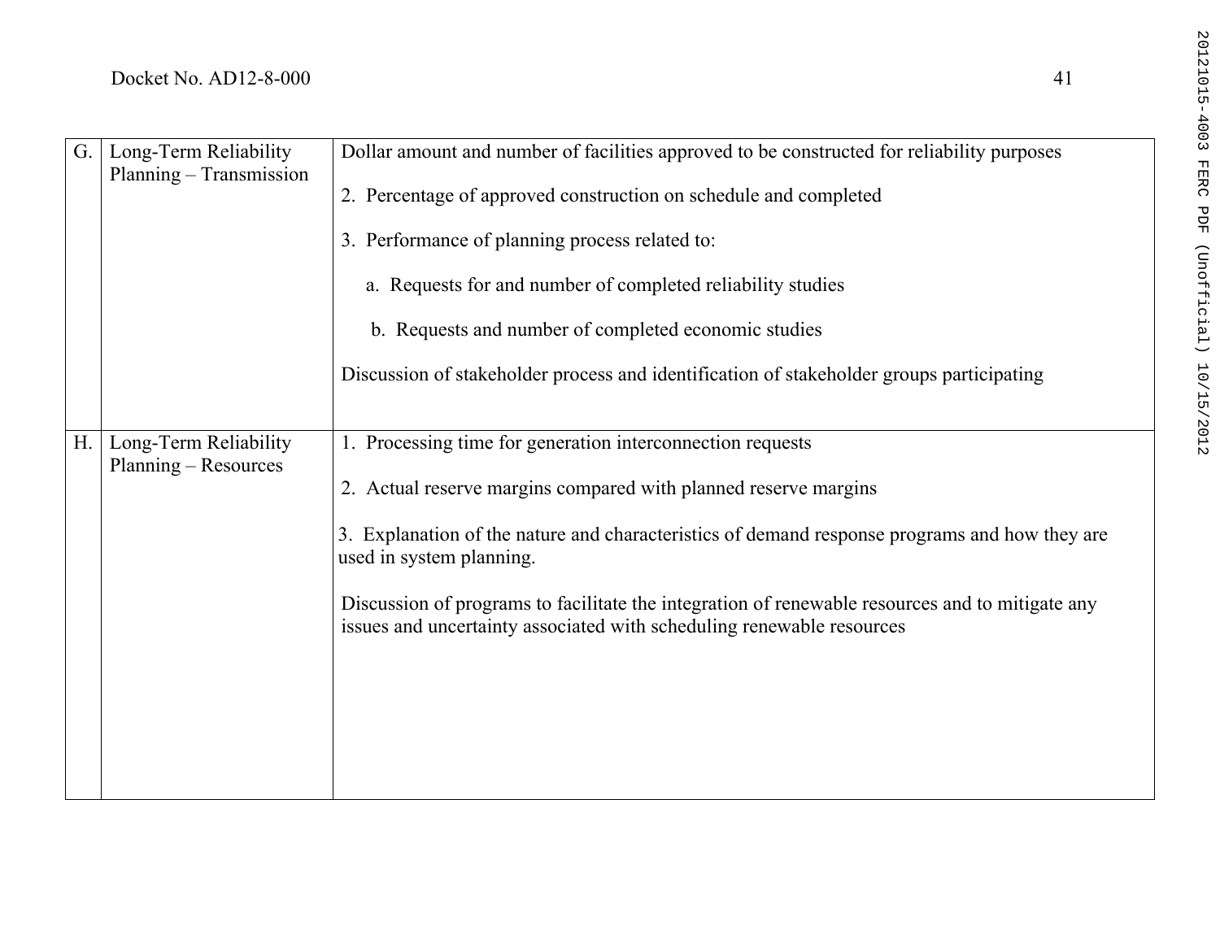| | | |
|---|---|---|
| G. | Long-Term Reliability Planning – Transmission | Dollar amount and number of facilities approved to be constructed for reliability purposes<br><br>2. Percentage of approved construction on schedule and completed<br><br>3. Performance of planning process related to:<br><br>a. Requests for and number of completed reliability studies<br><br>b. Requests and number of completed economic studies<br><br>Discussion of stakeholder process and identification of stakeholder groups participating |
| H. | Long-Term Reliability Planning – Resources | 1. Processing time for generation interconnection requests<br><br>2. Actual reserve margins compared with planned reserve margins<br><br>3. Explanation of the nature and characteristics of demand response programs and how they are used in system planning.<br><br>Discussion of programs to facilitate the integration of renewable resources and to mitigate any issues and uncertainty associated with scheduling renewable resources |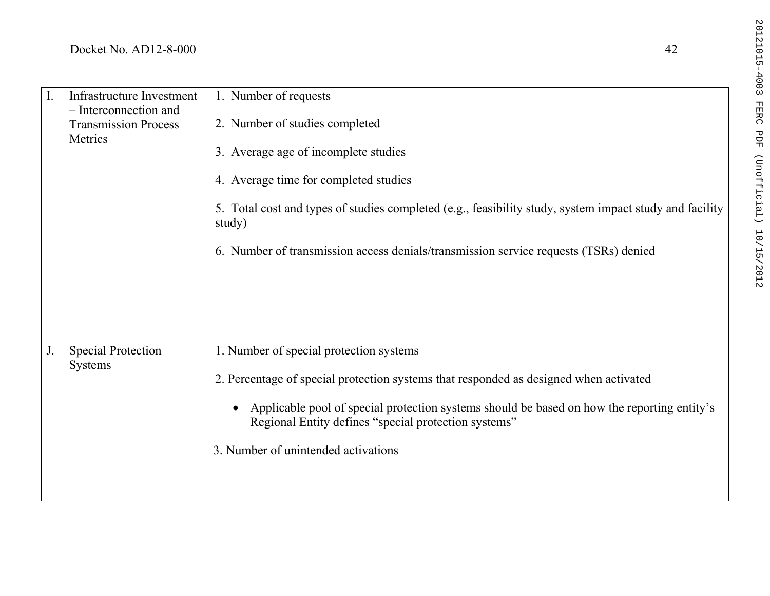| | | |
|---|---|---|
| I. | Infrastructure Investment – Interconnection and Transmission Process Metrics | 1. Number of requests<br><br>2. Number of studies completed<br><br>3. Average age of incomplete studies<br><br>4. Average time for completed studies<br><br>5. Total cost and types of studies completed (e.g., feasibility study, system impact study and facility study)<br><br>6. Number of transmission access denials/transmission service requests (TSRs) denied |
| J. | Special Protection Systems | 1. Number of special protection systems<br><br>2. Percentage of special protection systems that responded as designed when activated<br><br>• Applicable pool of special protection systems should be based on how the reporting entity's Regional Entity defines "special protection systems"<br><br>3. Number of unintended activations |
| | | |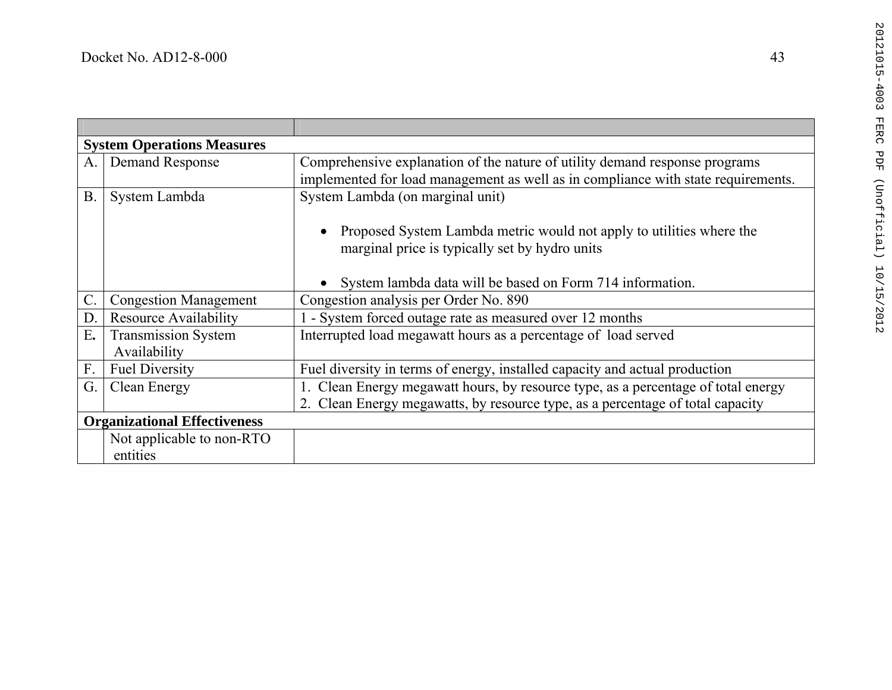| | | |
|---|---|---|
| **System Operations Measures** | | |
| A. | Demand Response | Comprehensive explanation of the nature of utility demand response programs implemented for load management as well as in compliance with state requirements. |
| B. | System Lambda | System Lambda (on marginal unit)<br><br>• Proposed System Lambda metric would not apply to utilities where the marginal price is typically set by hydro units<br><br>• System lambda data will be based on Form 714 information. |
| C. | Congestion Management | Congestion analysis per Order No. 890 |
| D. | Resource Availability | 1 - System forced outage rate as measured over 12 months |
| **E.** | Transmission System Availability | Interrupted load megawatt hours as a percentage of load served |
| F. | Fuel Diversity | Fuel diversity in terms of energy, installed capacity and actual production |
| G. | Clean Energy | 1. Clean Energy megawatt hours, by resource type, as a percentage of total energy<br>2. Clean Energy megawatts, by resource type, as a percentage of total capacity |
| **Organizational Effectiveness** | | |
| | Not applicable to non-RTO entities | |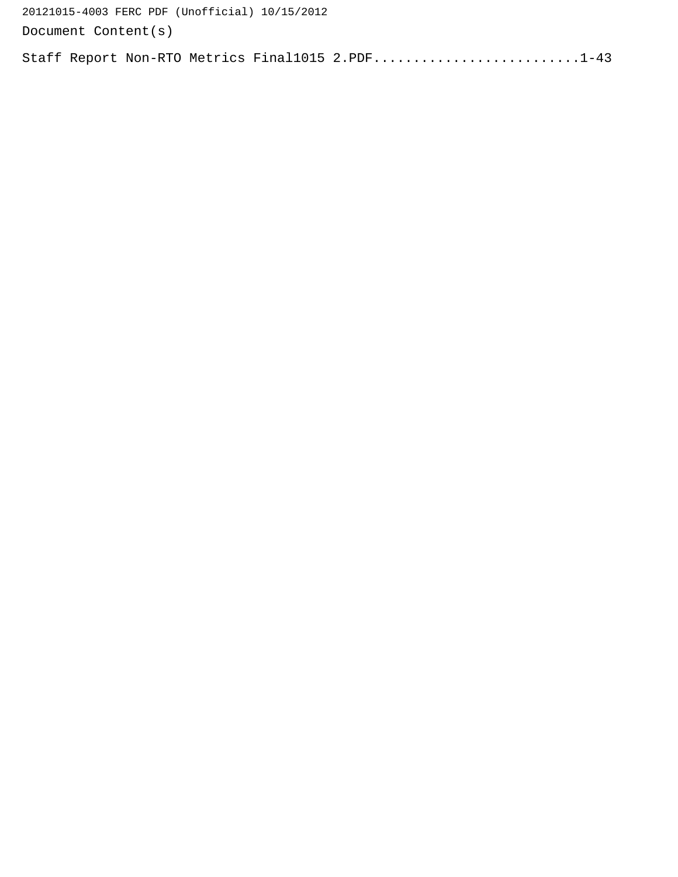Document Content(s)

Staff Report Non-RTO Metrics Final1015 2.PDF..........................1-43